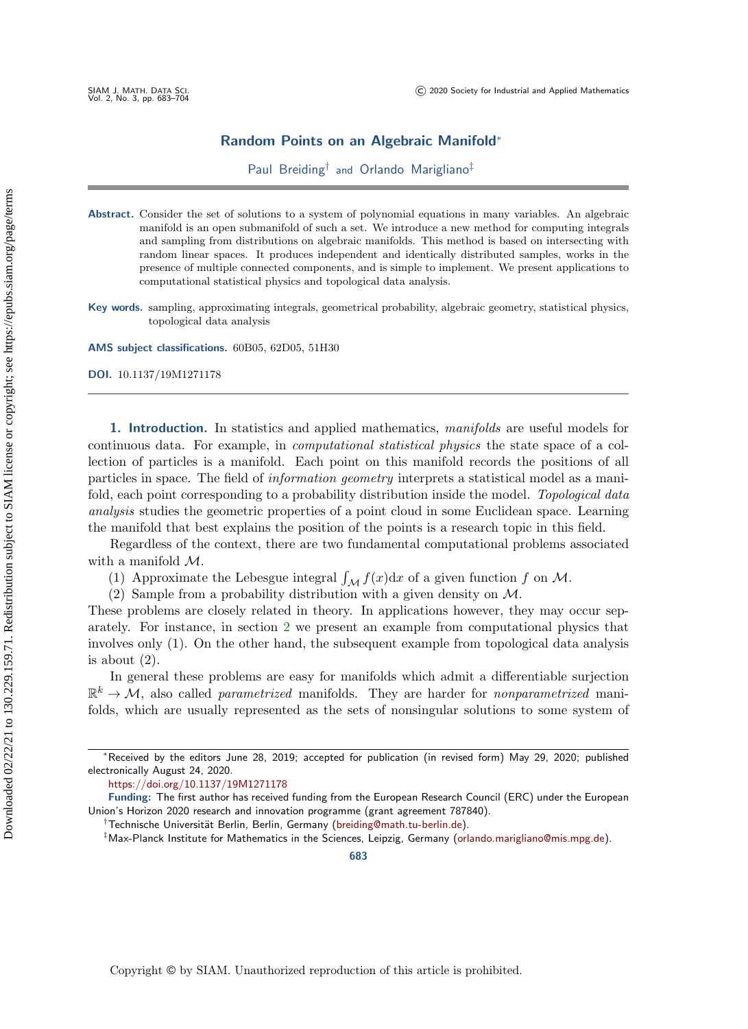# Random Points on an Algebraic Manifold*

Paul Breiding† and Orlando Marigliano‡

**Abstract.** Consider the set of solutions to a system of polynomial equations in many variables. An algebraic manifold is an open submanifold of such a set. We introduce a new method for computing integrals and sampling from distributions on algebraic manifolds. This method is based on intersecting with random linear spaces. It produces independent and identically distributed samples, works in the presence of multiple connected components, and is simple to implement. We present applications to computational statistical physics and topological data analysis.

**Key words.** sampling, approximating integrals, geometrical probability, algebraic geometry, statistical physics, topological data analysis

**AMS subject classifications.** 60B05, 62D05, 51H30

**DOI.** 10.1137/19M1271178

## 1. Introduction.

In statistics and applied mathematics, *manifolds* are useful models for continuous data. For example, in *computational statistical physics* the state space of a collection of particles is a manifold. Each point on this manifold records the positions of all particles in space. The field of *information geometry* interprets a statistical model as a manifold, each point corresponding to a probability distribution inside the model. *Topological data analysis* studies the geometric properties of a point cloud in some Euclidean space. Learning the manifold that best explains the position of the points is a research topic in this field.

Regardless of the context, there are two fundamental computational problems associated with a manifold $\mathcal{M}$.

(1) Approximate the Lebesgue integral $\int_{\mathcal{M}} f(x)\mathrm{d}x$ of a given function $f$ on $\mathcal{M}$.

(2) Sample from a probability distribution with a given density on $\mathcal{M}$.

These problems are closely related in theory. In applications however, they may occur separately. For instance, in section 2 we present an example from computational physics that involves only (1). On the other hand, the subsequent example from topological data analysis is about (2).

In general these problems are easy for manifolds which admit a differentiable surjection $\mathbb{R}^k \to \mathcal{M}$, also called *parametrized* manifolds. They are harder for *nonparametrized* manifolds, which are usually represented as the sets of nonsingular solutions to some system of

---

*Received by the editors June 28, 2019; accepted for publication (in revised form) May 29, 2020; published electronically August 24, 2020.
https://doi.org/10.1137/19M1271178

**Funding:** The first author has received funding from the European Research Council (ERC) under the European Union's Horizon 2020 research and innovation programme (grant agreement 787840).

†Technische Universität Berlin, Berlin, Germany (breiding@math.tu-berlin.de).

‡Max-Planck Institute for Mathematics in the Sciences, Leipzig, Germany (orlando.marigliano@mis.mpg.de).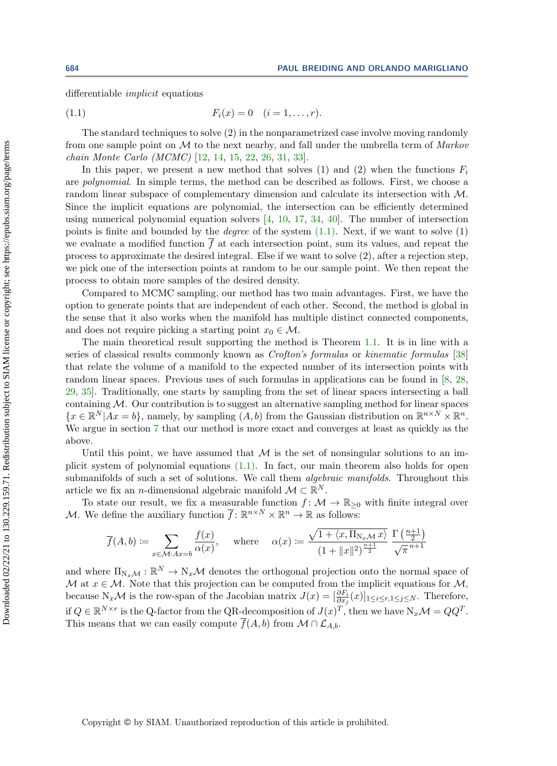differentiable *implicit* equations

$$F_i(x) = 0 \quad (i = 1, \ldots, r). \tag{1.1}$$

The standard techniques to solve (2) in the nonparametrized case involve moving randomly from one sample point on $\mathcal{M}$ to the next nearby, and fall under the umbrella term of *Markov chain Monte Carlo (MCMC)* [12, 14, 15, 22, 26, 31, 33].

In this paper, we present a new method that solves (1) and (2) when the functions $F_i$ are *polynomial*. In simple terms, the method can be described as follows. First, we choose a random linear subspace of complementary dimension and calculate its intersection with $\mathcal{M}$. Since the implicit equations are polynomial, the intersection can be efficiently determined using numerical polynomial equation solvers [4, 10, 17, 34, 40]. The number of intersection points is finite and bounded by the *degree* of the system (1.1). Next, if we want to solve (1) we evaluate a modified function $\overline{f}$ at each intersection point, sum its values, and repeat the process to approximate the desired integral. Else if we want to solve (2), after a rejection step, we pick one of the intersection points at random to be our sample point. We then repeat the process to obtain more samples of the desired density.

Compared to MCMC sampling, our method has two main advantages. First, we have the option to generate points that are independent of each other. Second, the method is global in the sense that it also works when the manifold has multiple distinct connected components, and does not require picking a starting point $x_0 \in \mathcal{M}$.

The main theoretical result supporting the method is Theorem 1.1. It is in line with a series of classical results commonly known as *Crofton's formulas* or *kinematic formulas* [38] that relate the volume of a manifold to the expected number of its intersection points with random linear spaces. Previous uses of such formulas in applications can be found in [8, 28, 29, 35]. Traditionally, one starts by sampling from the set of linear spaces intersecting a ball containing $\mathcal{M}$. Our contribution is to suggest an alternative sampling method for linear spaces $\{x \in \mathbb{R}^N | Ax = b\}$, namely, by sampling $(A, b)$ from the Gaussian distribution on $\mathbb{R}^{n\times N} \times \mathbb{R}^n$. We argue in section 7 that our method is more exact and converges at least as quickly as the above.

Until this point, we have assumed that $\mathcal{M}$ is the set of nonsingular solutions to an implicit system of polynomial equations (1.1). In fact, our main theorem also holds for open submanifolds of such a set of solutions. We call them *algebraic manifolds*. Throughout this article we fix an $n$-dimensional algebraic manifold $\mathcal{M} \subset \mathbb{R}^N$.

To state our result, we fix a measurable function $f\colon \mathcal{M} \to \mathbb{R}_{\geq 0}$ with finite integral over $\mathcal{M}$. We define the auxiliary function $\overline{f}\colon \mathbb{R}^{n\times N} \times \mathbb{R}^n \to \mathbb{R}$ as follows:

$$\overline{f}(A, b) := \sum_{x\in\mathcal{M}: Ax=b} \frac{f(x)}{\alpha(x)}, \quad \text{where} \quad \alpha(x) := \frac{\sqrt{1 + \langle x, \Pi_{\mathrm{N}_x\mathcal{M}}\, x\rangle}}{(1 + \|x\|^2)^{\frac{n+1}{2}}}\, \frac{\Gamma\left(\frac{n+1}{2}\right)}{\sqrt{\pi}^{\,n+1}}$$

and where $\Pi_{\mathrm{N}_x\mathcal{M}} : \mathbb{R}^N \to \mathrm{N}_x\mathcal{M}$ denotes the orthogonal projection onto the normal space of $\mathcal{M}$ at $x \in \mathcal{M}$. Note that this projection can be computed from the implicit equations for $\mathcal{M}$, because $\mathrm{N}_x\mathcal{M}$ is the row-span of the Jacobian matrix $J(x) = [\frac{\partial F_i}{\partial x_j}(x)]_{1\leq i\leq r, 1\leq j\leq N}$. Therefore, if $Q \in \mathbb{R}^{N\times r}$ is the Q-factor from the QR-decomposition of $J(x)^T$, then we have $\mathrm{N}_x\mathcal{M} = QQ^T$. This means that we can easily compute $\overline{f}(A, b)$ from $\mathcal{M} \cap \mathcal{L}_{A,b}$.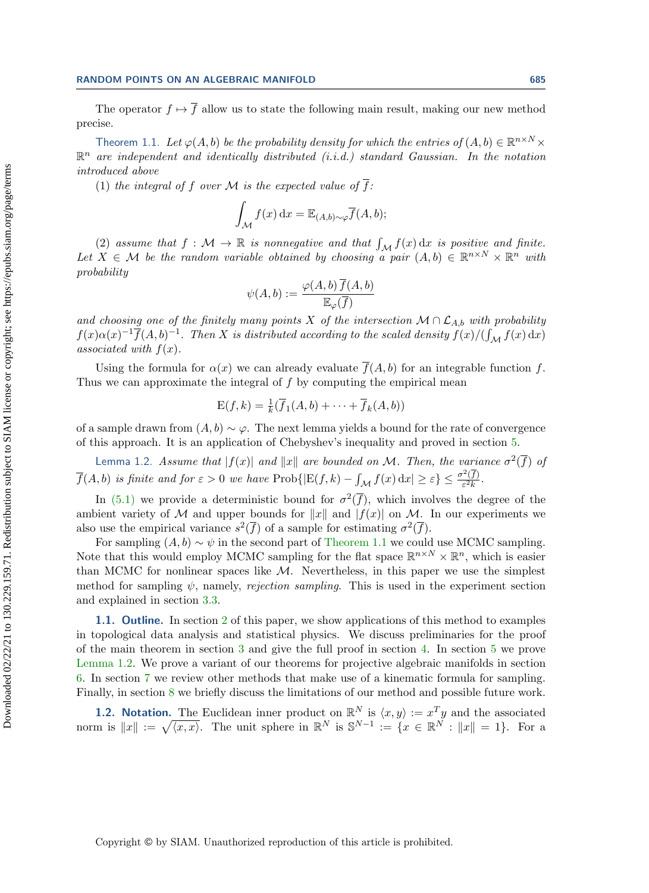The operator $f \mapsto \overline{f}$ allow us to state the following main result, making our new method precise.

**Theorem 1.1.** *Let $\varphi(A, b)$ be the probability density for which the entries of $(A, b) \in \mathbb{R}^{n\times N} \times \mathbb{R}^n$ are independent and identically distributed (i.i.d.) standard Gaussian. In the notation introduced above*

(1) *the integral of $f$ over $\mathcal{M}$ is the expected value of $\overline{f}$:*

$$\int_{\mathcal{M}} f(x)\,\mathrm{d}x = \mathbb{E}_{(A,b)\sim\varphi}\overline{f}(A, b);$$

(2) *assume that $f : \mathcal{M} \to \mathbb{R}$ is nonnegative and that $\int_{\mathcal{M}} f(x)\,\mathrm{d}x$ is positive and finite. Let $X \in \mathcal{M}$ be the random variable obtained by choosing a pair $(A, b) \in \mathbb{R}^{n\times N} \times \mathbb{R}^n$ with probability*

$$\psi(A, b) := \frac{\varphi(A, b)\,\overline{f}(A, b)}{\mathbb{E}_{\varphi}(\overline{f})}$$

*and choosing one of the finitely many points $X$ of the intersection $\mathcal{M} \cap \mathcal{L}_{A,b}$ with probability $f(x)\alpha(x)^{-1}\overline{f}(A, b)^{-1}$. Then $X$ is distributed according to the scaled density $f(x)/(\int_{\mathcal{M}} f(x)\,\mathrm{d}x)$ associated with $f(x)$.*

Using the formula for $\alpha(x)$ we can already evaluate $\overline{f}(A, b)$ for an integrable function $f$. Thus we can approximate the integral of $f$ by computing the empirical mean

$$\mathrm{E}(f, k) = \tfrac{1}{k}(\overline{f}_1(A, b) + \cdots + \overline{f}_k(A, b))$$

of a sample drawn from $(A, b) \sim \varphi$. The next lemma yields a bound for the rate of convergence of this approach. It is an application of Chebyshev's inequality and proved in section 5.

**Lemma 1.2.** *Assume that $|f(x)|$ and $\|x\|$ are bounded on $\mathcal{M}$. Then, the variance $\sigma^2(\overline{f})$ of $\overline{f}(A, b)$ is finite and for $\varepsilon > 0$ we have $\mathrm{Prob}\{|\mathrm{E}(f, k) - \int_{\mathcal{M}} f(x)\,\mathrm{d}x| \geq \varepsilon\} \leq \frac{\sigma^2(\overline{f})}{\varepsilon^2 k}$.*

In (5.1) we provide a deterministic bound for $\sigma^2(\overline{f})$, which involves the degree of the ambient variety of $\mathcal{M}$ and upper bounds for $\|x\|$ and $|f(x)|$ on $\mathcal{M}$. In our experiments we also use the empirical variance $s^2(\overline{f})$ of a sample for estimating $\sigma^2(\overline{f})$.

For sampling $(A, b) \sim \psi$ in the second part of Theorem 1.1 we could use MCMC sampling. Note that this would employ MCMC sampling for the flat space $\mathbb{R}^{n\times N} \times \mathbb{R}^n$, which is easier than MCMC for nonlinear spaces like $\mathcal{M}$. Nevertheless, in this paper we use the simplest method for sampling $\psi$, namely, *rejection sampling*. This is used in the experiment section and explained in section 3.3.

## 1.1. Outline.

In section 2 of this paper, we show applications of this method to examples in topological data analysis and statistical physics. We discuss preliminaries for the proof of the main theorem in section 3 and give the full proof in section 4. In section 5 we prove Lemma 1.2. We prove a variant of our theorems for projective algebraic manifolds in section 6. In section 7 we review other methods that make use of a kinematic formula for sampling. Finally, in section 8 we briefly discuss the limitations of our method and possible future work.

## 1.2. Notation.

The Euclidean inner product on $\mathbb{R}^N$ is $\langle x, y\rangle := x^T y$ and the associated norm is $\|x\| := \sqrt{\langle x, x\rangle}$. The unit sphere in $\mathbb{R}^N$ is $\mathbb{S}^{N-1} := \{x \in \mathbb{R}^N : \|x\| = 1\}$. For a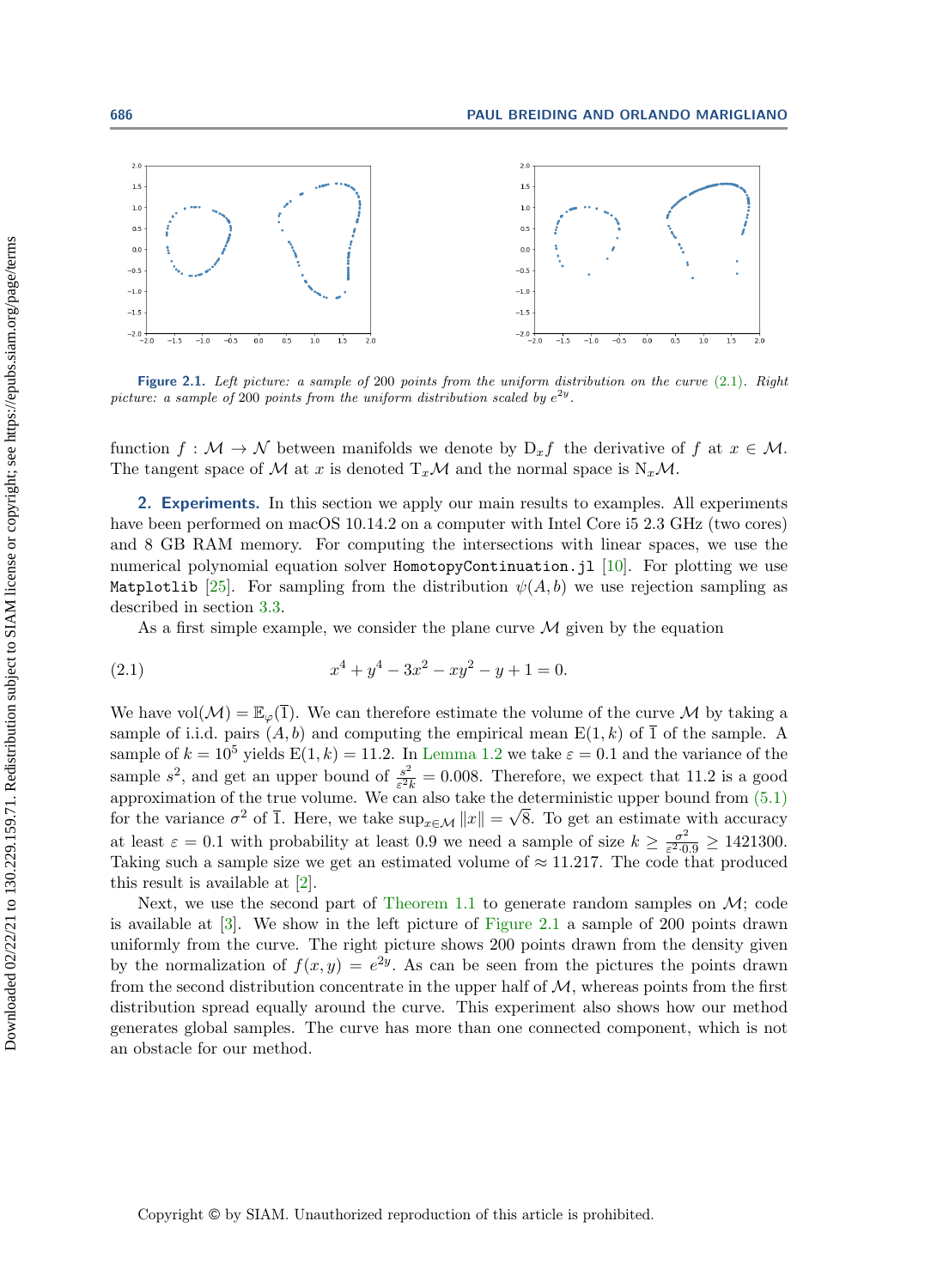**Figure 2.1.** *Left picture: a sample of* 200 *points from the uniform distribution on the curve* (2.1)*. Right picture: a sample of* 200 *points from the uniform distribution scaled by* $e^{2y}$*.*

function $f : \mathcal{M} \to \mathcal{N}$ between manifolds we denote by $\mathrm{D}_x f$ the derivative of $f$ at $x \in \mathcal{M}$. The tangent space of $\mathcal{M}$ at $x$ is denoted $\mathrm{T}_x\mathcal{M}$ and the normal space is $\mathrm{N}_x\mathcal{M}$.

## 2. Experiments.

In this section we apply our main results to examples. All experiments have been performed on macOS 10.14.2 on a computer with Intel Core i5 2.3 GHz (two cores) and 8 GB RAM memory. For computing the intersections with linear spaces, we use the numerical polynomial equation solver `HomotopyContinuation.jl` [10]. For plotting we use `Matplotlib` [25]. For sampling from the distribution $\psi(A, b)$ we use rejection sampling as described in section 3.3.

As a first simple example, we consider the plane curve $\mathcal{M}$ given by the equation

$$x^4 + y^4 - 3x^2 - xy^2 - y + 1 = 0. \tag{2.1}$$

We have $\mathrm{vol}(\mathcal{M}) = \mathbb{E}_\varphi(\overline{1})$. We can therefore estimate the volume of the curve $\mathcal{M}$ by taking a sample of i.i.d. pairs $(A, b)$ and computing the empirical mean $\mathrm{E}(1, k)$ of $\overline{1}$ of the sample. A sample of $k = 10^5$ yields $\mathrm{E}(1, k) = 11.2$. In Lemma 1.2 we take $\varepsilon = 0.1$ and the variance of the sample $s^2$, and get an upper bound of $\frac{s^2}{\varepsilon^2 k} = 0.008$. Therefore, we expect that 11.2 is a good approximation of the true volume. We can also take the deterministic upper bound from (5.1) for the variance $\sigma^2$ of $\overline{1}$. Here, we take $\sup_{x \in \mathcal{M}} \|x\| = \sqrt{8}$. To get an estimate with accuracy at least $\varepsilon = 0.1$ with probability at least 0.9 we need a sample of size $k \geq \frac{\sigma^2}{\varepsilon^2 \cdot 0.9} \geq 1421300$. Taking such a sample size we get an estimated volume of $\approx 11.217$. The code that produced this result is available at [2].

Next, we use the second part of Theorem 1.1 to generate random samples on $\mathcal{M}$; code is available at [3]. We show in the left picture of Figure 2.1 a sample of 200 points drawn uniformly from the curve. The right picture shows 200 points drawn from the density given by the normalization of $f(x, y) = e^{2y}$. As can be seen from the pictures the points drawn from the second distribution concentrate in the upper half of $\mathcal{M}$, whereas points from the first distribution spread equally around the curve. This experiment also shows how our method generates global samples. The curve has more than one connected component, which is not an obstacle for our method.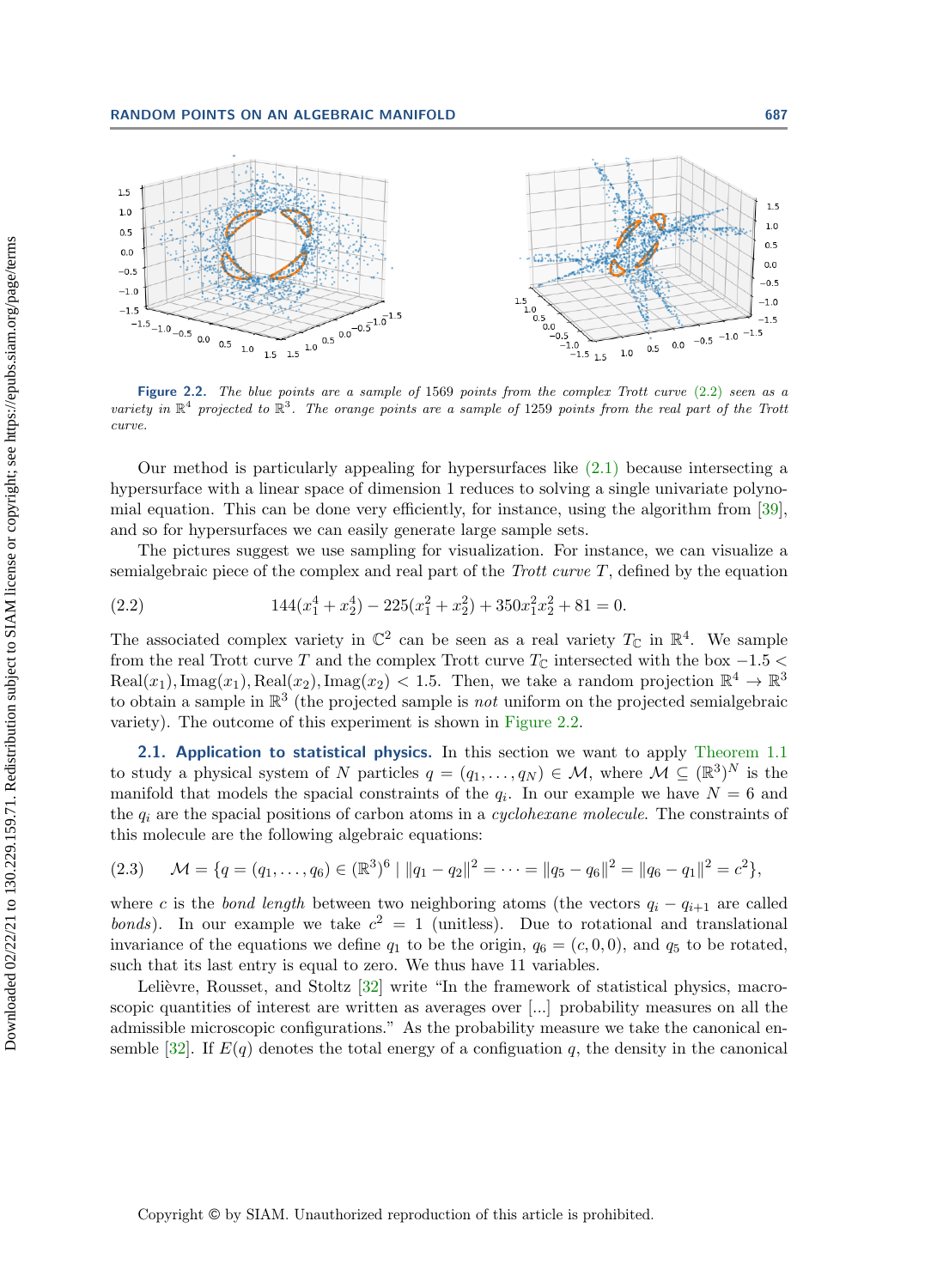**Figure 2.2.** *The blue points are a sample of 1569 points from the complex Trott curve (2.2) seen as a variety in* $\mathbb{R}^4$ *projected to* $\mathbb{R}^3$*. The orange points are a sample of 1259 points from the real part of the Trott curve.*

Our method is particularly appealing for hypersurfaces like (2.1) because intersecting a hypersurface with a linear space of dimension 1 reduces to solving a single univariate polynomial equation. This can be done very efficiently, for instance, using the algorithm from [39], and so for hypersurfaces we can easily generate large sample sets.

The pictures suggest we use sampling for visualization. For instance, we can visualize a semialgebraic piece of the complex and real part of the *Trott curve* $T$, defined by the equation

$$144(x_1^4 + x_2^4) - 225(x_1^2 + x_2^2) + 350x_1^2x_2^2 + 81 = 0. \tag{2.2}$$

The associated complex variety in $\mathbb{C}^2$ can be seen as a real variety $T_{\mathbb{C}}$ in $\mathbb{R}^4$. We sample from the real Trott curve $T$ and the complex Trott curve $T_{\mathbb{C}}$ intersected with the box $-1.5 < \mathrm{Real}(x_1), \mathrm{Imag}(x_1), \mathrm{Real}(x_2), \mathrm{Imag}(x_2) < 1.5$. Then, we take a random projection $\mathbb{R}^4 \to \mathbb{R}^3$ to obtain a sample in $\mathbb{R}^3$ (the projected sample is *not* uniform on the projected semialgebraic variety). The outcome of this experiment is shown in Figure 2.2.

## 2.1. Application to statistical physics.

In this section we want to apply Theorem 1.1 to study a physical system of $N$ particles $q = (q_1, \ldots, q_N) \in \mathcal{M}$, where $\mathcal{M} \subseteq (\mathbb{R}^3)^N$ is the manifold that models the spacial constraints of the $q_i$. In our example we have $N = 6$ and the $q_i$ are the spacial positions of carbon atoms in a *cyclohexane molecule*. The constraints of this molecule are the following algebraic equations:

$$\mathcal{M} = \{q = (q_1, \ldots, q_6) \in (\mathbb{R}^3)^6 \mid \|q_1 - q_2\|^2 = \cdots = \|q_5 - q_6\|^2 = \|q_6 - q_1\|^2 = c^2\}, \tag{2.3}$$

where $c$ is the *bond length* between two neighboring atoms (the vectors $q_i - q_{i+1}$ are called *bonds*). In our example we take $c^2 = 1$ (unitless). Due to rotational and translational invariance of the equations we define $q_1$ to be the origin, $q_6 = (c, 0, 0)$, and $q_5$ to be rotated, such that its last entry is equal to zero. We thus have 11 variables.

Lelièvre, Rousset, and Stoltz [32] write "In the framework of statistical physics, macroscopic quantities of interest are written as averages over [...] probability measures on all the admissible microscopic configurations." As the probability measure we take the canonical ensemble [32]. If $E(q)$ denotes the total energy of a configuation $q$, the density in the canonical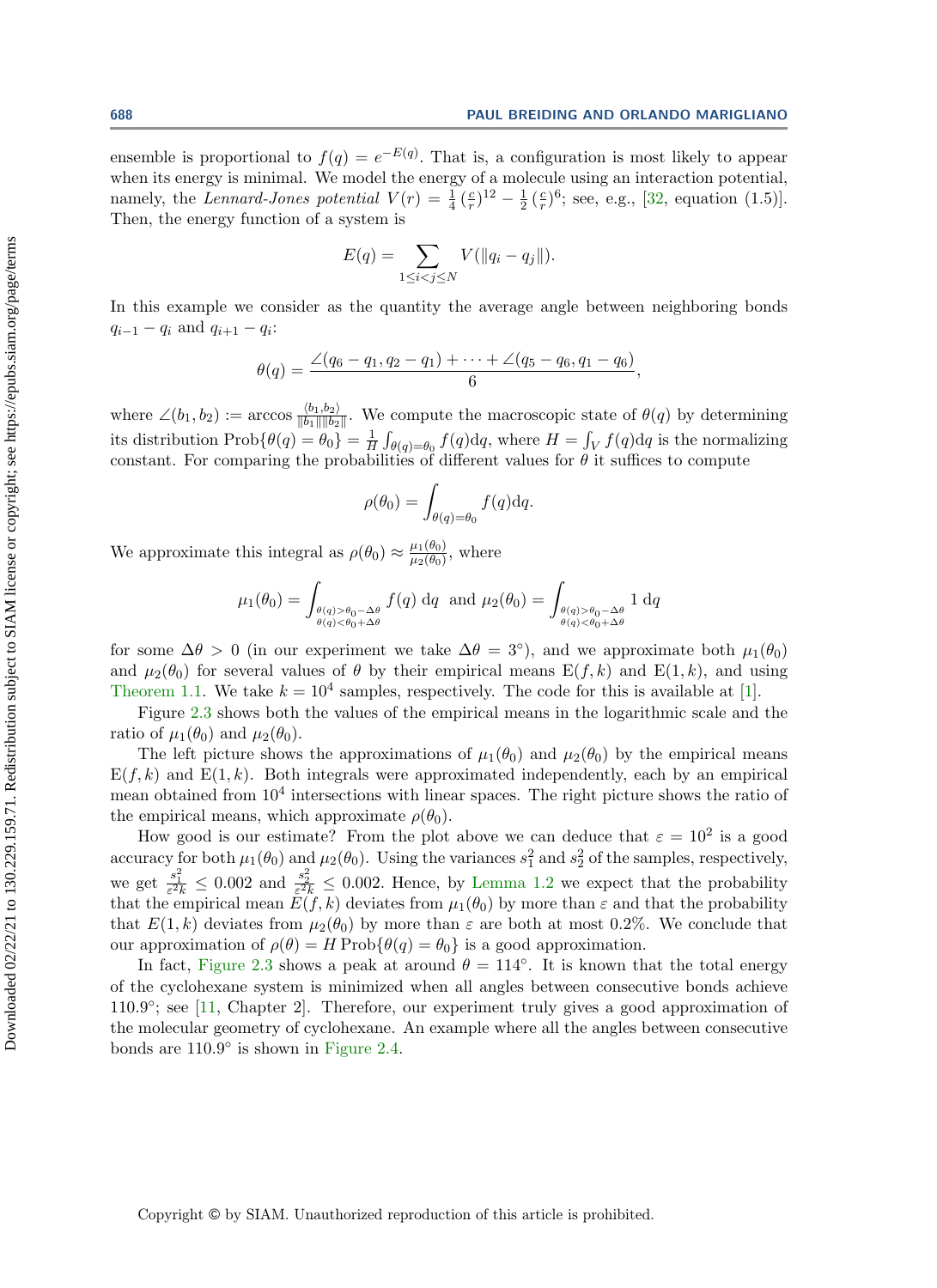ensemble is proportional to $f(q) = e^{-E(q)}$. That is, a configuration is most likely to appear when its energy is minimal. We model the energy of a molecule using an interaction potential, namely, the *Lennard-Jones potential* $V(r) = \frac{1}{4}\left(\frac{c}{r}\right)^{12} - \frac{1}{2}\left(\frac{c}{r}\right)^{6}$; see, e.g., [32, equation (1.5)]. Then, the energy function of a system is

$$E(q) = \sum_{1 \leq i < j \leq N} V(\|q_i - q_j\|).$$

In this example we consider as the quantity the average angle between neighboring bonds $q_{i-1} - q_i$ and $q_{i+1} - q_i$:

$$\theta(q) = \frac{\angle(q_6 - q_1, q_2 - q_1) + \cdots + \angle(q_5 - q_6, q_1 - q_6)}{6},$$

where $\angle(b_1, b_2) := \arccos \frac{\langle b_1, b_2 \rangle}{\|b_1\| \|b_2\|}$. We compute the macroscopic state of $\theta(q)$ by determining its distribution $\text{Prob}\{\theta(q) = \theta_0\} = \frac{1}{H} \int_{\theta(q)=\theta_0} f(q) \mathrm{d}q$, where $H = \int_V f(q) \mathrm{d}q$ is the normalizing constant. For comparing the probabilities of different values for $\theta$ it suffices to compute

$$\rho(\theta_0) = \int_{\theta(q)=\theta_0} f(q) \mathrm{d}q.$$

We approximate this integral as $\rho(\theta_0) \approx \frac{\mu_1(\theta_0)}{\mu_2(\theta_0)}$, where

$$\mu_1(\theta_0) = \int_{\substack{\theta(q) > \theta_0 - \Delta\theta \\ \theta(q) < \theta_0 + \Delta\theta}} f(q) \; \mathrm{d}q \quad \text{and} \quad \mu_2(\theta_0) = \int_{\substack{\theta(q) > \theta_0 - \Delta\theta \\ \theta(q) < \theta_0 + \Delta\theta}} 1 \; \mathrm{d}q$$

for some $\Delta\theta > 0$ (in our experiment we take $\Delta\theta = 3°$), and we approximate both $\mu_1(\theta_0)$ and $\mu_2(\theta_0)$ for several values of $\theta$ by their empirical means $\mathrm{E}(f, k)$ and $\mathrm{E}(1, k)$, and using Theorem 1.1. We take $k = 10^4$ samples, respectively. The code for this is available at [1].

Figure 2.3 shows both the values of the empirical means in the logarithmic scale and the ratio of $\mu_1(\theta_0)$ and $\mu_2(\theta_0)$.

The left picture shows the approximations of $\mu_1(\theta_0)$ and $\mu_2(\theta_0)$ by the empirical means $\mathrm{E}(f, k)$ and $\mathrm{E}(1, k)$. Both integrals were approximated independently, each by an empirical mean obtained from $10^4$ intersections with linear spaces. The right picture shows the ratio of the empirical means, which approximate $\rho(\theta_0)$.

How good is our estimate? From the plot above we can deduce that $\varepsilon = 10^2$ is a good accuracy for both $\mu_1(\theta_0)$ and $\mu_2(\theta_0)$. Using the variances $s_1^2$ and $s_2^2$ of the samples, respectively, we get $\frac{s_1^2}{\varepsilon^2 k} \leq 0.002$ and $\frac{s_2^2}{\varepsilon^2 k} \leq 0.002$. Hence, by Lemma 1.2 we expect that the probability that the empirical mean $E(f, k)$ deviates from $\mu_1(\theta_0)$ by more than $\varepsilon$ and that the probability that $E(1, k)$ deviates from $\mu_2(\theta_0)$ by more than $\varepsilon$ are both at most 0.2%. We conclude that our approximation of $\rho(\theta) = H \, \text{Prob}\{\theta(q) = \theta_0\}$ is a good approximation.

In fact, Figure 2.3 shows a peak at around $\theta = 114°$. It is known that the total energy of the cyclohexane system is minimized when all angles between consecutive bonds achieve $110.9°$; see [11, Chapter 2]. Therefore, our experiment truly gives a good approximation of the molecular geometry of cyclohexane. An example where all the angles between consecutive bonds are $110.9°$ is shown in Figure 2.4.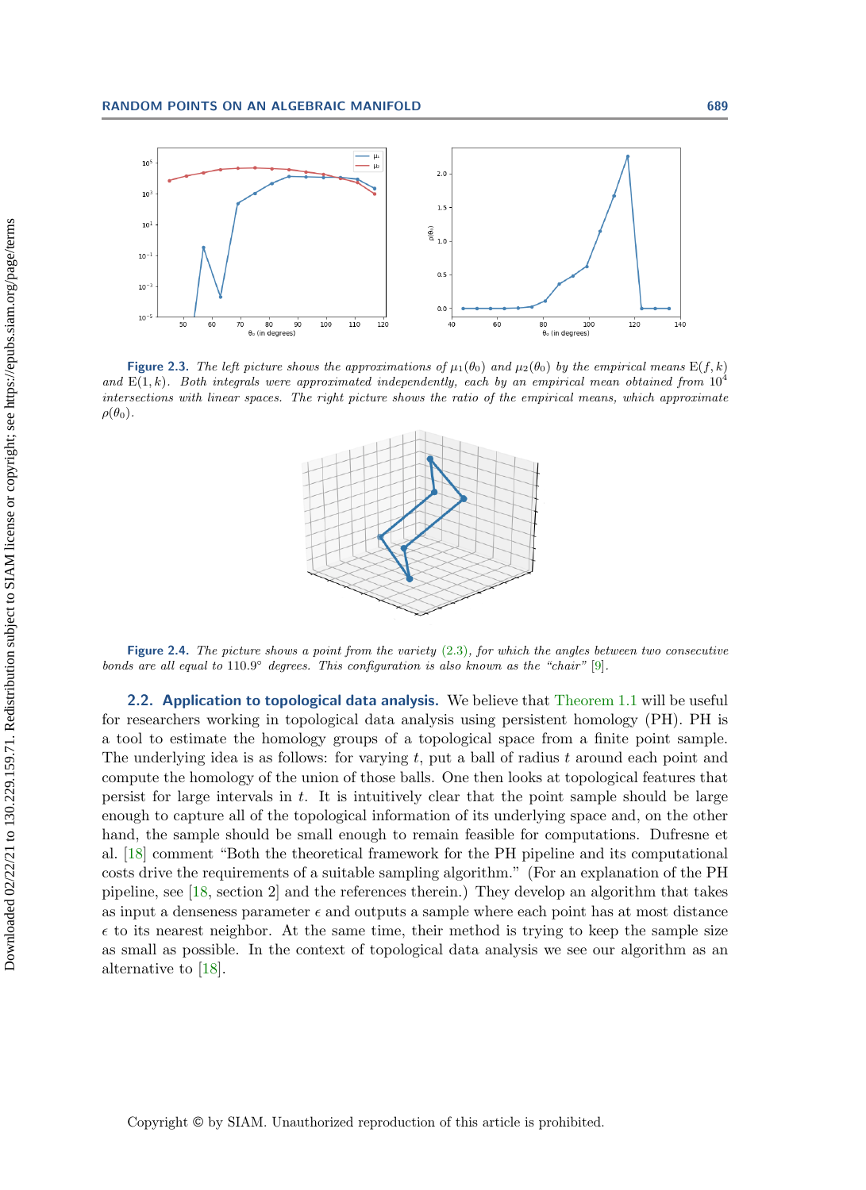**Figure 2.3.** *The left picture shows the approximations of $\mu_1(\theta_0)$ and $\mu_2(\theta_0)$ by the empirical means $\mathrm{E}(f, k)$ and $\mathrm{E}(1, k)$. Both integrals were approximated independently, each by an empirical mean obtained from $10^4$ intersections with linear spaces. The right picture shows the ratio of the empirical means, which approximate $\rho(\theta_0)$.*

**Figure 2.4.** *The picture shows a point from the variety (2.3), for which the angles between two consecutive bonds are all equal to 110.9° degrees. This configuration is also known as the "chair" [9].*

### 2.2. Application to topological data analysis.

We believe that Theorem 1.1 will be useful for researchers working in topological data analysis using persistent homology (PH). PH is a tool to estimate the homology groups of a topological space from a finite point sample. The underlying idea is as follows: for varying $t$, put a ball of radius $t$ around each point and compute the homology of the union of those balls. One then looks at topological features that persist for large intervals in $t$. It is intuitively clear that the point sample should be large enough to capture all of the topological information of its underlying space and, on the other hand, the sample should be small enough to remain feasible for computations. Dufresne et al. [18] comment "Both the theoretical framework for the PH pipeline and its computational costs drive the requirements of a suitable sampling algorithm." (For an explanation of the PH pipeline, see [18, section 2] and the references therein.) They develop an algorithm that takes as input a denseness parameter $\epsilon$ and outputs a sample where each point has at most distance $\epsilon$ to its nearest neighbor. At the same time, their method is trying to keep the sample size as small as possible. In the context of topological data analysis we see our algorithm as an alternative to [18].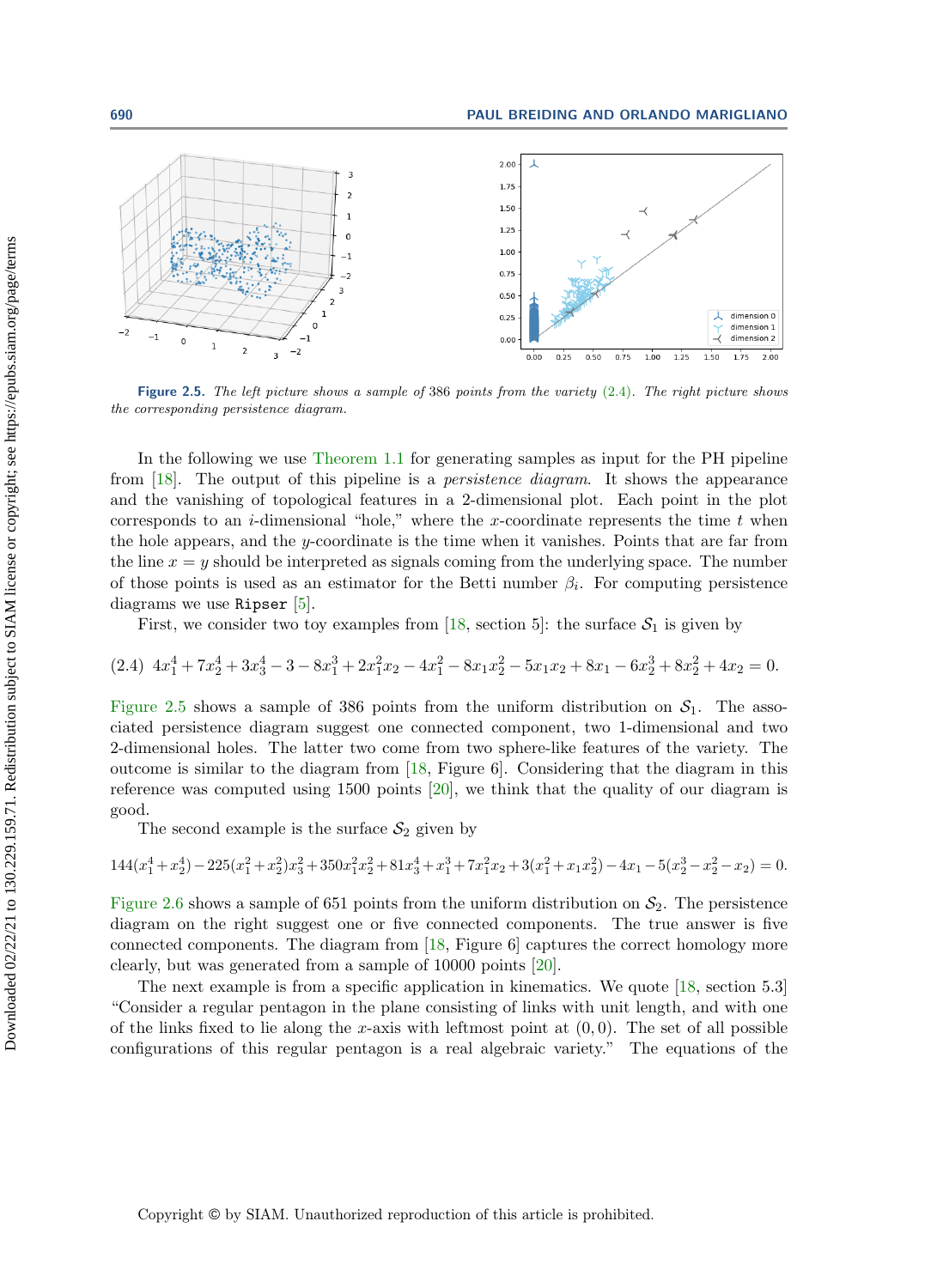Figure 2.5. *The left picture shows a sample of 386 points from the variety (2.4). The right picture shows the corresponding persistence diagram.*

In the following we use Theorem 1.1 for generating samples as input for the PH pipeline from [18]. The output of this pipeline is a *persistence diagram*. It shows the appearance and the vanishing of topological features in a 2-dimensional plot. Each point in the plot corresponds to an $i$-dimensional "hole," where the $x$-coordinate represents the time $t$ when the hole appears, and the $y$-coordinate is the time when it vanishes. Points that are far from the line $x = y$ should be interpreted as signals coming from the underlying space. The number of those points is used as an estimator for the Betti number $\beta_i$. For computing persistence diagrams we use `Ripser` [5].

First, we consider two toy examples from [18, section 5]: the surface $\mathcal{S}_1$ is given by

$$4x_1^4 + 7x_2^4 + 3x_3^4 - 3 - 8x_1^3 + 2x_1^2x_2 - 4x_1^2 - 8x_1x_2^2 - 5x_1x_2 + 8x_1 - 6x_2^3 + 8x_2^2 + 4x_2 = 0. \tag{2.4}$$

Figure 2.5 shows a sample of 386 points from the uniform distribution on $\mathcal{S}_1$. The associated persistence diagram suggest one connected component, two 1-dimensional and two 2-dimensional holes. The latter two come from two sphere-like features of the variety. The outcome is similar to the diagram from [18, Figure 6]. Considering that the diagram in this reference was computed using 1500 points [20], we think that the quality of our diagram is good.

The second example is the surface $\mathcal{S}_2$ given by

$$144(x_1^4+x_2^4) - 225(x_1^2+x_2^2)x_3^2 + 350x_1^2x_2^2 + 81x_3^4 + x_1^3 + 7x_1^2x_2 + 3(x_1^2+x_1x_2^2) - 4x_1 - 5(x_2^3 - x_2^2 - x_2) = 0.$$

Figure 2.6 shows a sample of 651 points from the uniform distribution on $\mathcal{S}_2$. The persistence diagram on the right suggest one or five connected components. The true answer is five connected components. The diagram from [18, Figure 6] captures the correct homology more clearly, but was generated from a sample of 10000 points [20].

The next example is from a specific application in kinematics. We quote [18, section 5.3] "Consider a regular pentagon in the plane consisting of links with unit length, and with one of the links fixed to lie along the $x$-axis with leftmost point at $(0, 0)$. The set of all possible configurations of this regular pentagon is a real algebraic variety." The equations of the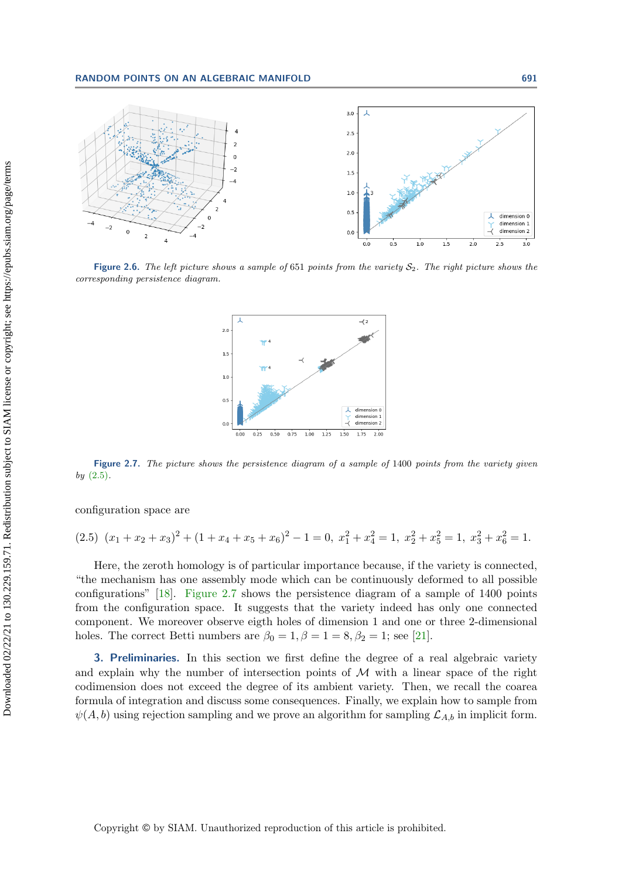Figure 2.6. *The left picture shows a sample of* 651 *points from the variety* $\mathcal{S}_2$. *The right picture shows the corresponding persistence diagram.*

Figure 2.7. *The picture shows the persistence diagram of a sample of* 1400 *points from the variety given by* (2.5).

configuration space are

$$(2.5)\quad (x_1 + x_2 + x_3)^2 + (1 + x_4 + x_5 + x_6)^2 - 1 = 0,\ x_1^2 + x_4^2 = 1,\ x_2^2 + x_5^2 = 1,\ x_3^2 + x_6^2 = 1.$$

Here, the zeroth homology is of particular importance because, if the variety is connected, "the mechanism has one assembly mode which can be continuously deformed to all possible configurations" [18]. Figure 2.7 shows the persistence diagram of a sample of 1400 points from the configuration space. It suggests that the variety indeed has only one connected component. We moreover observe eigth holes of dimension 1 and one or three 2-dimensional holes. The correct Betti numbers are $\beta_0 = 1, \beta = 1 = 8, \beta_2 = 1$; see [21].

## 3. Preliminaries.

In this section we first define the degree of a real algebraic variety and explain why the number of intersection points of $\mathcal{M}$ with a linear space of the right codimension does not exceed the degree of its ambient variety. Then, we recall the coarea formula of integration and discuss some consequences. Finally, we explain how to sample from $\psi(A, b)$ using rejection sampling and we prove an algorithm for sampling $\mathcal{L}_{A,b}$ in implicit form.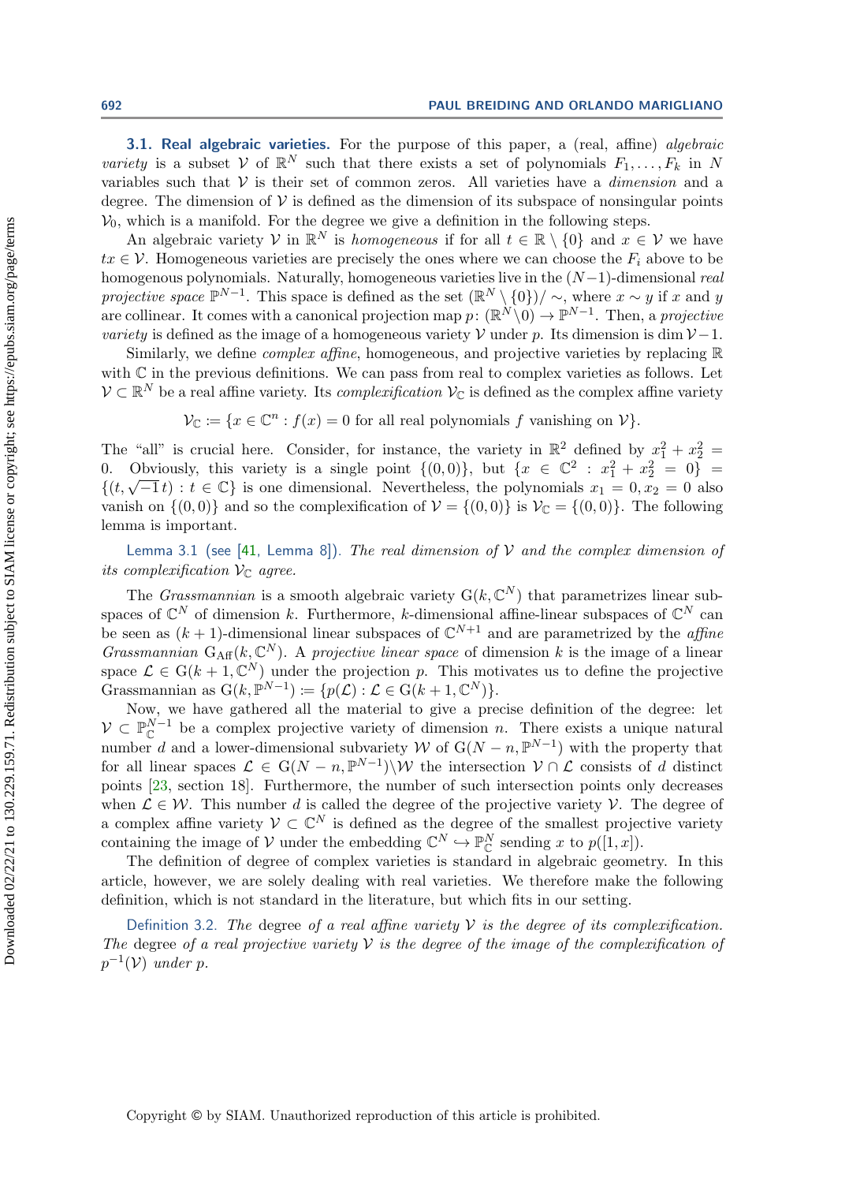### 3.1. Real algebraic varieties.

For the purpose of this paper, a (real, affine) *algebraic variety* is a subset $\mathcal{V}$ of $\mathbb{R}^N$ such that there exists a set of polynomials $F_1, \ldots, F_k$ in $N$ variables such that $\mathcal{V}$ is their set of common zeros. All varieties have a *dimension* and a degree. The dimension of $\mathcal{V}$ is defined as the dimension of its subspace of nonsingular points $\mathcal{V}_0$, which is a manifold. For the degree we give a definition in the following steps.

An algebraic variety $\mathcal{V}$ in $\mathbb{R}^N$ is *homogeneous* if for all $t \in \mathbb{R} \setminus \{0\}$ and $x \in \mathcal{V}$ we have $tx \in \mathcal{V}$. Homogeneous varieties are precisely the ones where we can choose the $F_i$ above to be homogenous polynomials. Naturally, homogeneous varieties live in the $(N-1)$-dimensional *real projective space* $\mathbb{P}^{N-1}$. This space is defined as the set $(\mathbb{R}^N \setminus \{0\})/\sim$, where $x \sim y$ if $x$ and $y$ are collinear. It comes with a canonical projection map $p\colon (\mathbb{R}^N \setminus 0) \to \mathbb{P}^{N-1}$. Then, a *projective variety* is defined as the image of a homogeneous variety $\mathcal{V}$ under $p$. Its dimension is $\dim \mathcal{V} - 1$.

Similarly, we define *complex affine*, homogeneous, and projective varieties by replacing $\mathbb{R}$ with $\mathbb{C}$ in the previous definitions. We can pass from real to complex varieties as follows. Let $\mathcal{V} \subset \mathbb{R}^N$ be a real affine variety. Its *complexification* $\mathcal{V}_\mathbb{C}$ is defined as the complex affine variety

$$\mathcal{V}_\mathbb{C} := \{x \in \mathbb{C}^n : f(x) = 0 \text{ for all real polynomials } f \text{ vanishing on } \mathcal{V}\}.$$

The "all" is crucial here. Consider, for instance, the variety in $\mathbb{R}^2$ defined by $x_1^2 + x_2^2 = 0$. Obviously, this variety is a single point $\{(0,0)\}$, but $\{x \in \mathbb{C}^2 : x_1^2 + x_2^2 = 0\} = \{(t, \sqrt{-1}\,t) : t \in \mathbb{C}\}$ is one dimensional. Nevertheless, the polynomials $x_1 = 0, x_2 = 0$ also vanish on $\{(0,0)\}$ and so the complexification of $\mathcal{V} = \{(0,0)\}$ is $\mathcal{V}_\mathbb{C} = \{(0,0)\}$. The following lemma is important.

Lemma 3.1 (see [41, Lemma 8]). *The real dimension of $\mathcal{V}$ and the complex dimension of its complexification $\mathcal{V}_\mathbb{C}$ agree.*

The *Grassmannian* is a smooth algebraic variety $\mathrm{G}(k, \mathbb{C}^N)$ that parametrizes linear subspaces of $\mathbb{C}^N$ of dimension $k$. Furthermore, $k$-dimensional affine-linear subspaces of $\mathbb{C}^N$ can be seen as $(k+1)$-dimensional linear subspaces of $\mathbb{C}^{N+1}$ and are parametrized by the *affine Grassmannian* $\mathrm{G}_{\mathrm{Aff}}(k, \mathbb{C}^N)$. A *projective linear space* of dimension $k$ is the image of a linear space $\mathcal{L} \in \mathrm{G}(k+1, \mathbb{C}^N)$ under the projection $p$. This motivates us to define the projective Grassmannian as $\mathrm{G}(k, \mathbb{P}^{N-1}) := \{p(\mathcal{L}) : \mathcal{L} \in \mathrm{G}(k+1, \mathbb{C}^N)\}$.

Now, we have gathered all the material to give a precise definition of the degree: let $\mathcal{V} \subset \mathbb{P}^{N-1}_\mathbb{C}$ be a complex projective variety of dimension $n$. There exists a unique natural number $d$ and a lower-dimensional subvariety $\mathcal{W}$ of $\mathrm{G}(N-n, \mathbb{P}^{N-1})$ with the property that for all linear spaces $\mathcal{L} \in \mathrm{G}(N-n, \mathbb{P}^{N-1}) \setminus \mathcal{W}$ the intersection $\mathcal{V} \cap \mathcal{L}$ consists of $d$ distinct points [23, section 18]. Furthermore, the number of such intersection points only decreases when $\mathcal{L} \in \mathcal{W}$. This number $d$ is called the degree of the projective variety $\mathcal{V}$. The degree of a complex affine variety $\mathcal{V} \subset \mathbb{C}^N$ is defined as the degree of the smallest projective variety containing the image of $\mathcal{V}$ under the embedding $\mathbb{C}^N \hookrightarrow \mathbb{P}^N_\mathbb{C}$ sending $x$ to $p([1, x])$.

The definition of degree of complex varieties is standard in algebraic geometry. In this article, however, we are solely dealing with real varieties. We therefore make the following definition, which is not standard in the literature, but which fits in our setting.

Definition 3.2. *The* degree *of a real affine variety $\mathcal{V}$ is the degree of its complexification. The* degree *of a real projective variety $\mathcal{V}$ is the degree of the image of the complexification of $p^{-1}(\mathcal{V})$ under $p$.*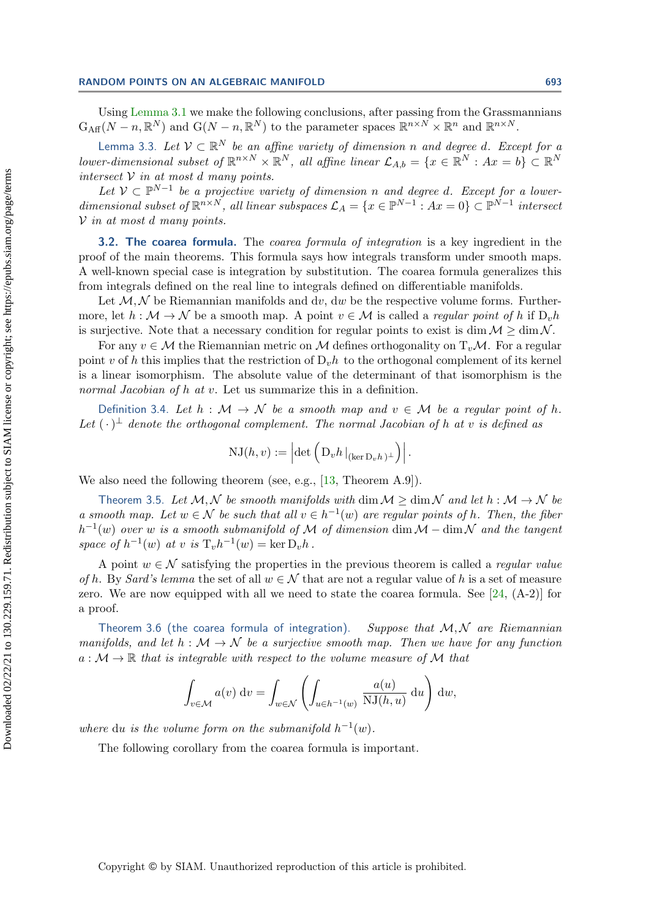Using Lemma 3.1 we make the following conclusions, after passing from the Grassmannians $\mathrm{G}_{\mathrm{Aff}}(N-n,\mathbb{R}^N)$ and $\mathrm{G}(N-n,\mathbb{R}^N)$ to the parameter spaces $\mathbb{R}^{n\times N}\times\mathbb{R}^n$ and $\mathbb{R}^{n\times N}$.

Lemma 3.3. *Let $\mathcal{V}\subset\mathbb{R}^N$ be an affine variety of dimension $n$ and degree $d$. Except for a lower-dimensional subset of $\mathbb{R}^{n\times N}\times\mathbb{R}^N$, all affine linear $\mathcal{L}_{A,b}=\{x\in\mathbb{R}^N : Ax=b\}\subset\mathbb{R}^N$ intersect $\mathcal{V}$ in at most $d$ many points.*

*Let $\mathcal{V}\subset\mathbb{P}^{N-1}$ be a projective variety of dimension $n$ and degree $d$. Except for a lower-dimensional subset of $\mathbb{R}^{n\times N}$, all linear subspaces $\mathcal{L}_A=\{x\in\mathbb{P}^{N-1} : Ax=0\}\subset\mathbb{P}^{N-1}$ intersect $\mathcal{V}$ in at most $d$ many points.*

## 3.2. The coarea formula.

The *coarea formula of integration* is a key ingredient in the proof of the main theorems. This formula says how integrals transform under smooth maps. A well-known special case is integration by substitution. The coarea formula generalizes this from integrals defined on the real line to integrals defined on differentiable manifolds.

Let $\mathcal{M},\mathcal{N}$ be Riemannian manifolds and $\mathrm{d}v$, $\mathrm{d}w$ be the respective volume forms. Furthermore, let $h:\mathcal{M}\to\mathcal{N}$ be a smooth map. A point $v\in\mathcal{M}$ is called a *regular point of* $h$ if $\mathrm{D}_v h$ is surjective. Note that a necessary condition for regular points to exist is $\dim\mathcal{M}\geq\dim\mathcal{N}$.

For any $v\in\mathcal{M}$ the Riemannian metric on $\mathcal{M}$ defines orthogonality on $\mathrm{T}_v\mathcal{M}$. For a regular point $v$ of $h$ this implies that the restriction of $\mathrm{D}_v h$ to the orthogonal complement of its kernel is a linear isomorphism. The absolute value of the determinant of that isomorphism is the *normal Jacobian of* $h$ *at* $v$. Let us summarize this in a definition.

Definition 3.4. *Let $h:\mathcal{M}\to\mathcal{N}$ be a smooth map and $v\in\mathcal{M}$ be a regular point of $h$. Let $(\,\cdot\,)^\perp$ denote the orthogonal complement. The normal Jacobian of $h$ at $v$ is defined as*

$$\mathrm{NJ}(h,v) := \left|\det\left(\mathrm{D}_v h\,|_{(\ker \mathrm{D}_v h)^\perp}\right)\right|.$$

We also need the following theorem (see, e.g., [13, Theorem A.9]).

Theorem 3.5. *Let $\mathcal{M},\mathcal{N}$ be smooth manifolds with $\dim\mathcal{M}\geq\dim\mathcal{N}$ and let $h:\mathcal{M}\to\mathcal{N}$ be a smooth map. Let $w\in\mathcal{N}$ be such that all $v\in h^{-1}(w)$ are regular points of $h$. Then, the fiber $h^{-1}(w)$ over $w$ is a smooth submanifold of $\mathcal{M}$ of dimension $\dim\mathcal{M}-\dim\mathcal{N}$ and the tangent space of $h^{-1}(w)$ at $v$ is $\mathrm{T}_v h^{-1}(w)=\ker \mathrm{D}_v h$.*

A point $w\in\mathcal{N}$ satisfying the properties in the previous theorem is called a *regular value of* $h$. By *Sard's lemma* the set of all $w\in\mathcal{N}$ that are not a regular value of $h$ is a set of measure zero. We are now equipped with all we need to state the coarea formula. See [24, (A-2)] for a proof.

Theorem 3.6 (the coarea formula of integration). *Suppose that $\mathcal{M},\mathcal{N}$ are Riemannian manifolds, and let $h:\mathcal{M}\to\mathcal{N}$ be a surjective smooth map. Then we have for any function $a:\mathcal{M}\to\mathbb{R}$ that is integrable with respect to the volume measure of $\mathcal{M}$ that*

$$\int_{v\in\mathcal{M}} a(v)\,\mathrm{d}v = \int_{w\in\mathcal{N}}\left(\int_{u\in h^{-1}(w)}\frac{a(u)}{\mathrm{NJ}(h,u)}\,\mathrm{d}u\right)\mathrm{d}w,$$

*where $\mathrm{d}u$ is the volume form on the submanifold $h^{-1}(w)$.*

The following corollary from the coarea formula is important.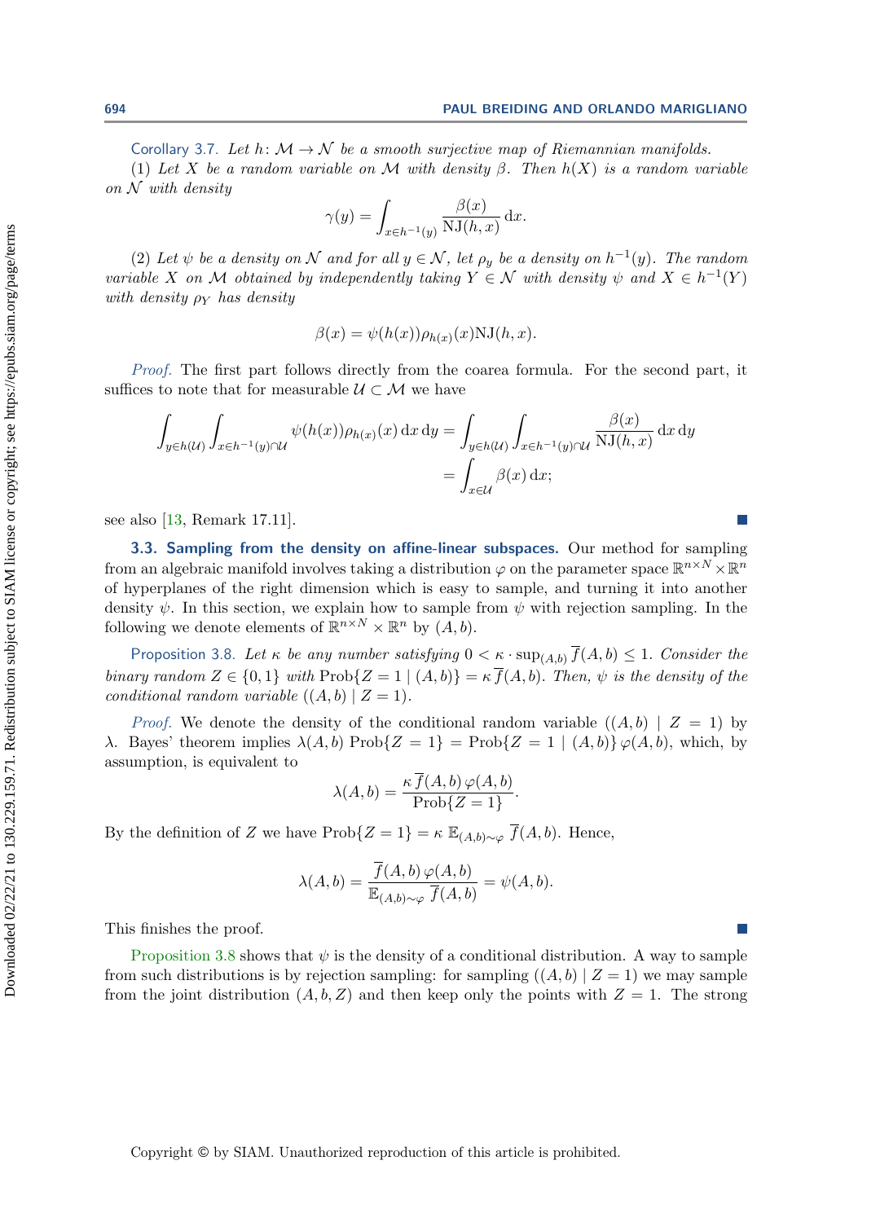Corollary 3.7. *Let $h\colon \mathcal{M} \to \mathcal{N}$ be a smooth surjective map of Riemannian manifolds.*

(1) *Let $X$ be a random variable on $\mathcal{M}$ with density $\beta$. Then $h(X)$ is a random variable on $\mathcal{N}$ with density*

$$\gamma(y) = \int_{x \in h^{-1}(y)} \frac{\beta(x)}{\mathrm{NJ}(h,x)} \,\mathrm{d}x.$$

(2) *Let $\psi$ be a density on $\mathcal{N}$ and for all $y \in \mathcal{N}$, let $\rho_y$ be a density on $h^{-1}(y)$. The random variable $X$ on $\mathcal{M}$ obtained by independently taking $Y \in \mathcal{N}$ with density $\psi$ and $X \in h^{-1}(Y)$ with density $\rho_Y$ has density*

$$\beta(x) = \psi(h(x))\rho_{h(x)}(x)\mathrm{NJ}(h,x).$$

*Proof.* The first part follows directly from the coarea formula. For the second part, it suffices to note that for measurable $\mathcal{U} \subset \mathcal{M}$ we have

$$\int_{y \in h(\mathcal{U})} \int_{x \in h^{-1}(y) \cap \mathcal{U}} \psi(h(x))\rho_{h(x)}(x) \,\mathrm{d}x \,\mathrm{d}y = \int_{y \in h(\mathcal{U})} \int_{x \in h^{-1}(y) \cap \mathcal{U}} \frac{\beta(x)}{\mathrm{NJ}(h,x)} \,\mathrm{d}x \,\mathrm{d}y$$
$$= \int_{x \in \mathcal{U}} \beta(x) \,\mathrm{d}x;$$

see also [13, Remark 17.11]. ∎

### 3.3. Sampling from the density on affine-linear subspaces.

Our method for sampling from an algebraic manifold involves taking a distribution $\varphi$ on the parameter space $\mathbb{R}^{n\times N} \times \mathbb{R}^n$ of hyperplanes of the right dimension which is easy to sample, and turning it into another density $\psi$. In this section, we explain how to sample from $\psi$ with rejection sampling. In the following we denote elements of $\mathbb{R}^{n\times N} \times \mathbb{R}^n$ by $(A,b)$.

Proposition 3.8. *Let $\kappa$ be any number satisfying $0 < \kappa \cdot \sup_{(A,b)} \overline{f}(A,b) \leq 1$. Consider the binary random $Z \in \{0,1\}$ with $\mathrm{Prob}\{Z = 1 \mid (A,b)\} = \kappa\, \overline{f}(A,b)$. Then, $\psi$ is the density of the conditional random variable $((A,b) \mid Z = 1)$.*

*Proof.* We denote the density of the conditional random variable $((A,b) \mid Z = 1)$ by $\lambda$. Bayes' theorem implies $\lambda(A,b)\, \mathrm{Prob}\{Z = 1\} = \mathrm{Prob}\{Z = 1 \mid (A,b)\}\, \varphi(A,b)$, which, by assumption, is equivalent to

$$\lambda(A,b) = \frac{\kappa\, \overline{f}(A,b)\, \varphi(A,b)}{\mathrm{Prob}\{Z = 1\}}.$$

By the definition of $Z$ we have $\mathrm{Prob}\{Z = 1\} = \kappa\, \mathbb{E}_{(A,b)\sim\varphi}\, \overline{f}(A,b)$. Hence,

$$\lambda(A,b) = \frac{\overline{f}(A,b)\, \varphi(A,b)}{\mathbb{E}_{(A,b)\sim\varphi}\, \overline{f}(A,b)} = \psi(A,b).$$

This finishes the proof. ∎

Proposition 3.8 shows that $\psi$ is the density of a conditional distribution. A way to sample from such distributions is by rejection sampling: for sampling $((A,b) \mid Z = 1)$ we may sample from the joint distribution $(A,b,Z)$ and then keep only the points with $Z = 1$. The strong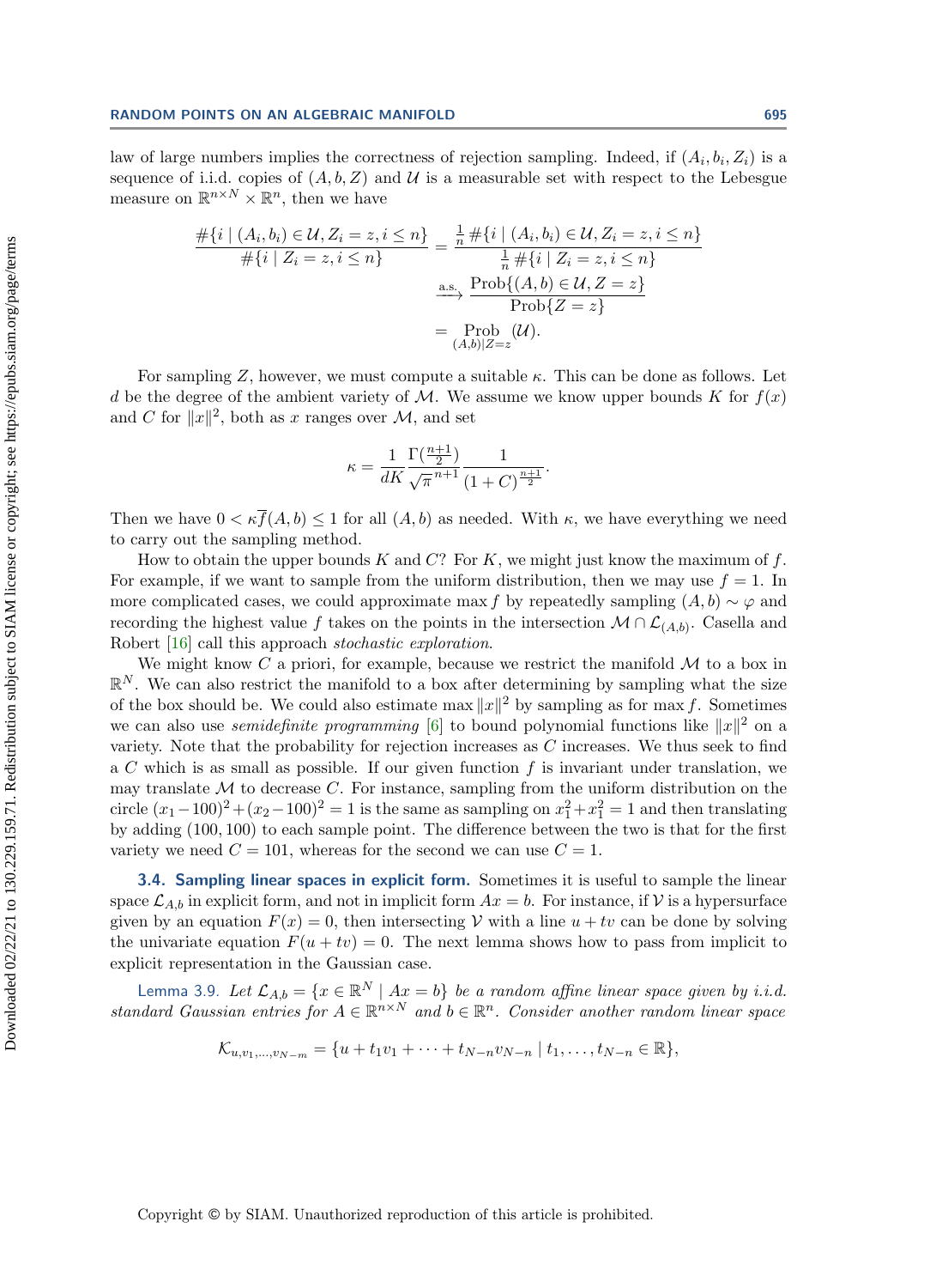law of large numbers implies the correctness of rejection sampling. Indeed, if $(A_i, b_i, Z_i)$ is a sequence of i.i.d. copies of $(A, b, Z)$ and $\mathcal{U}$ is a measurable set with respect to the Lebesgue measure on $\mathbb{R}^{n\times N} \times \mathbb{R}^n$, then we have

$$\begin{aligned}
\frac{\#\{i \mid (A_i, b_i) \in \mathcal{U}, Z_i = z, i \leq n\}}{\#\{i \mid Z_i = z, i \leq n\}} &= \frac{\frac{1}{n}\#\{i \mid (A_i, b_i) \in \mathcal{U}, Z_i = z, i \leq n\}}{\frac{1}{n}\#\{i \mid Z_i = z, i \leq n\}} \\
&\xrightarrow{\text{a.s.}} \frac{\text{Prob}\{(A, b) \in \mathcal{U}, Z = z\}}{\text{Prob}\{Z = z\}} \\
&= \underset{(A,b)|Z=z}{\text{Prob}} (\mathcal{U}).
\end{aligned}$$

For sampling $Z$, however, we must compute a suitable $\kappa$. This can be done as follows. Let $d$ be the degree of the ambient variety of $\mathcal{M}$. We assume we know upper bounds $K$ for $f(x)$ and $C$ for $\|x\|^2$, both as $x$ ranges over $\mathcal{M}$, and set

$$\kappa = \frac{1}{dK} \frac{\Gamma(\frac{n+1}{2})}{\sqrt{\pi}^{\,n+1}} \frac{1}{(1+C)^{\frac{n+1}{2}}}.$$

Then we have $0 < \kappa\overline{f}(A, b) \leq 1$ for all $(A, b)$ as needed. With $\kappa$, we have everything we need to carry out the sampling method.

How to obtain the upper bounds $K$ and $C$? For $K$, we might just know the maximum of $f$. For example, if we want to sample from the uniform distribution, then we may use $f = 1$. In more complicated cases, we could approximate $\max f$ by repeatedly sampling $(A, b) \sim \varphi$ and recording the highest value $f$ takes on the points in the intersection $\mathcal{M} \cap \mathcal{L}_{(A,b)}$. Casella and Robert [16] call this approach *stochastic exploration*.

We might know $C$ a priori, for example, because we restrict the manifold $\mathcal{M}$ to a box in $\mathbb{R}^N$. We can also restrict the manifold to a box after determining by sampling what the size of the box should be. We could also estimate $\max \|x\|^2$ by sampling as for $\max f$. Sometimes we can also use *semidefinite programming* [6] to bound polynomial functions like $\|x\|^2$ on a variety. Note that the probability for rejection increases as $C$ increases. We thus seek to find a $C$ which is as small as possible. If our given function $f$ is invariant under translation, we may translate $\mathcal{M}$ to decrease $C$. For instance, sampling from the uniform distribution on the circle $(x_1-100)^2+(x_2-100)^2 = 1$ is the same as sampling on $x_1^2+x_1^2 = 1$ and then translating by adding $(100, 100)$ to each sample point. The difference between the two is that for the first variety we need $C = 101$, whereas for the second we can use $C = 1$.

### 3.4. Sampling linear spaces in explicit form.

Sometimes it is useful to sample the linear space $\mathcal{L}_{A,b}$ in explicit form, and not in implicit form $Ax = b$. For instance, if $\mathcal{V}$ is a hypersurface given by an equation $F(x) = 0$, then intersecting $\mathcal{V}$ with a line $u + tv$ can be done by solving the univariate equation $F(u + tv) = 0$. The next lemma shows how to pass from implicit to explicit representation in the Gaussian case.

**Lemma 3.9.** *Let $\mathcal{L}_{A,b} = \{x \in \mathbb{R}^N \mid Ax = b\}$ be a random affine linear space given by i.i.d. standard Gaussian entries for $A \in \mathbb{R}^{n\times N}$ and $b \in \mathbb{R}^n$. Consider another random linear space*

$$\mathcal{K}_{u,v_1,\ldots,v_{N-m}} = \{u + t_1v_1 + \cdots + t_{N-n}v_{N-n} \mid t_1, \ldots, t_{N-n} \in \mathbb{R}\},$$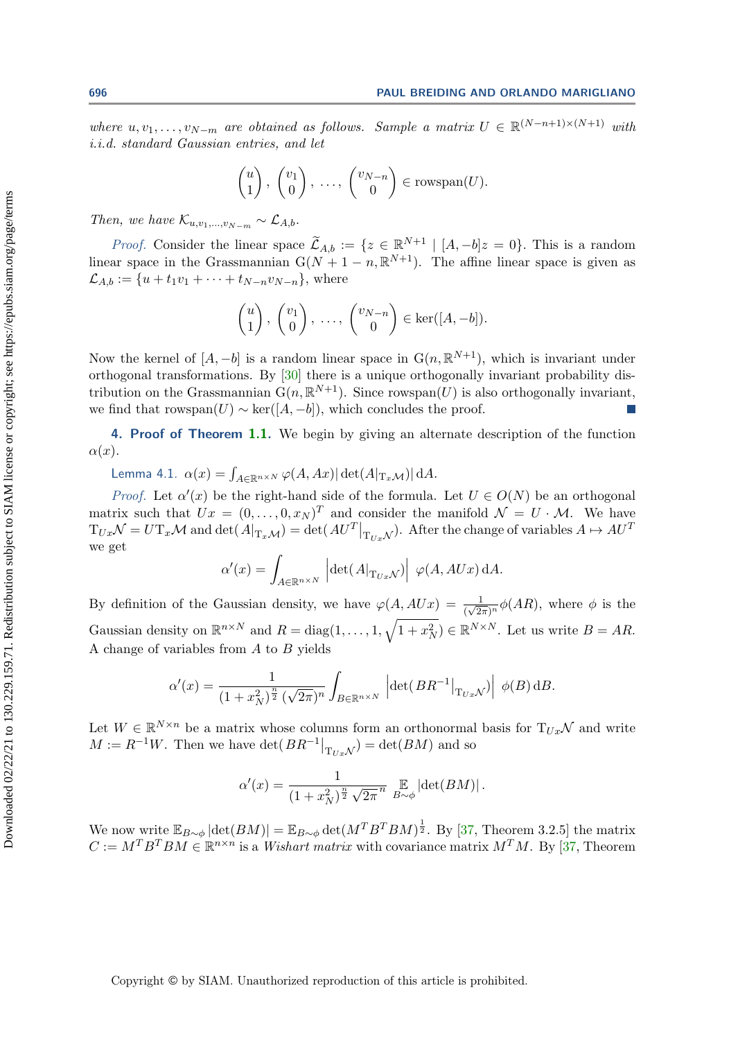*where $u, v_1, \ldots, v_{N-m}$ are obtained as follows. Sample a matrix $U \in \mathbb{R}^{(N-n+1)\times(N+1)}$ with i.i.d. standard Gaussian entries, and let*

$$\begin{pmatrix} u \\ 1 \end{pmatrix}, \begin{pmatrix} v_1 \\ 0 \end{pmatrix}, \ldots, \begin{pmatrix} v_{N-n} \\ 0 \end{pmatrix} \in \operatorname{rowspan}(U).$$

*Then, we have $\mathcal{K}_{u,v_1,\ldots,v_{N-m}} \sim \mathcal{L}_{A,b}$.*

*Proof.* Consider the linear space $\widetilde{\mathcal{L}}_{A,b} := \{z \in \mathbb{R}^{N+1} \mid [A, -b]z = 0\}$. This is a random linear space in the Grassmannian $\mathrm{G}(N+1-n, \mathbb{R}^{N+1})$. The affine linear space is given as $\mathcal{L}_{A,b} := \{u + t_1 v_1 + \cdots + t_{N-n} v_{N-n}\}$, where

$$\begin{pmatrix} u \\ 1 \end{pmatrix}, \begin{pmatrix} v_1 \\ 0 \end{pmatrix}, \ldots, \begin{pmatrix} v_{N-n} \\ 0 \end{pmatrix} \in \ker([A, -b]).$$

Now the kernel of $[A, -b]$ is a random linear space in $\mathrm{G}(n, \mathbb{R}^{N+1})$, which is invariant under orthogonal transformations. By [30] there is a unique orthogonally invariant probability distribution on the Grassmannian $\mathrm{G}(n, \mathbb{R}^{N+1})$. Since $\operatorname{rowspan}(U)$ is also orthogonally invariant, we find that $\operatorname{rowspan}(U) \sim \ker([A, -b])$, which concludes the proof. ∎

## 4. Proof of Theorem 1.1.

We begin by giving an alternate description of the function $\alpha(x)$.

Lemma 4.1. $\alpha(x) = \int_{A \in \mathbb{R}^{n\times N}} \varphi(A, Ax) |\det(A|_{\mathrm{T}_x \mathcal{M}})| \, \mathrm{d}A$.

*Proof.* Let $\alpha'(x)$ be the right-hand side of the formula. Let $U \in O(N)$ be an orthogonal matrix such that $Ux = (0, \ldots, 0, x_N)^T$ and consider the manifold $\mathcal{N} = U \cdot \mathcal{M}$. We have $\mathrm{T}_{Ux}\mathcal{N} = U\mathrm{T}_x\mathcal{M}$ and $\det(A|_{\mathrm{T}_x\mathcal{M}}) = \det(AU^T|_{\mathrm{T}_{Ux}\mathcal{N}})$. After the change of variables $A \mapsto AU^T$ we get

$$\alpha'(x) = \int_{A \in \mathbb{R}^{n\times N}} \left|\det(A|_{\mathrm{T}_{Ux}\mathcal{N}})\right| \varphi(A, AUx) \, \mathrm{d}A.$$

By definition of the Gaussian density, we have $\varphi(A, AUx) = \frac{1}{(\sqrt{2\pi})^n}\phi(AR)$, where $\phi$ is the Gaussian density on $\mathbb{R}^{n\times N}$ and $R = \operatorname{diag}(1, \ldots, 1, \sqrt{1 + x_N^2}) \in \mathbb{R}^{N\times N}$. Let us write $B = AR$. A change of variables from $A$ to $B$ yields

$$\alpha'(x) = \frac{1}{(1 + x_N^2)^{\frac{n}{2}} (\sqrt{2\pi})^n} \int_{B \in \mathbb{R}^{n\times N}} \left|\det(BR^{-1}|_{\mathrm{T}_{Ux}\mathcal{N}})\right| \phi(B) \, \mathrm{d}B.$$

Let $W \in \mathbb{R}^{N\times n}$ be a matrix whose columns form an orthonormal basis for $\mathrm{T}_{Ux}\mathcal{N}$ and write $M := R^{-1}W$. Then we have $\det(BR^{-1}|_{\mathrm{T}_{Ux}\mathcal{N}}) = \det(BM)$ and so

$$\alpha'(x) = \frac{1}{(1 + x_N^2)^{\frac{n}{2}} \sqrt{2\pi}^n} \mathop{\mathbb{E}}_{B\sim\phi} |\det(BM)|.$$

We now write $\mathbb{E}_{B\sim\phi} |\det(BM)| = \mathbb{E}_{B\sim\phi} \det(M^T B^T BM)^{\frac{1}{2}}$. By [37, Theorem 3.2.5] the matrix $C := M^T B^T BM \in \mathbb{R}^{n\times n}$ is a *Wishart matrix* with covariance matrix $M^T M$. By [37, Theorem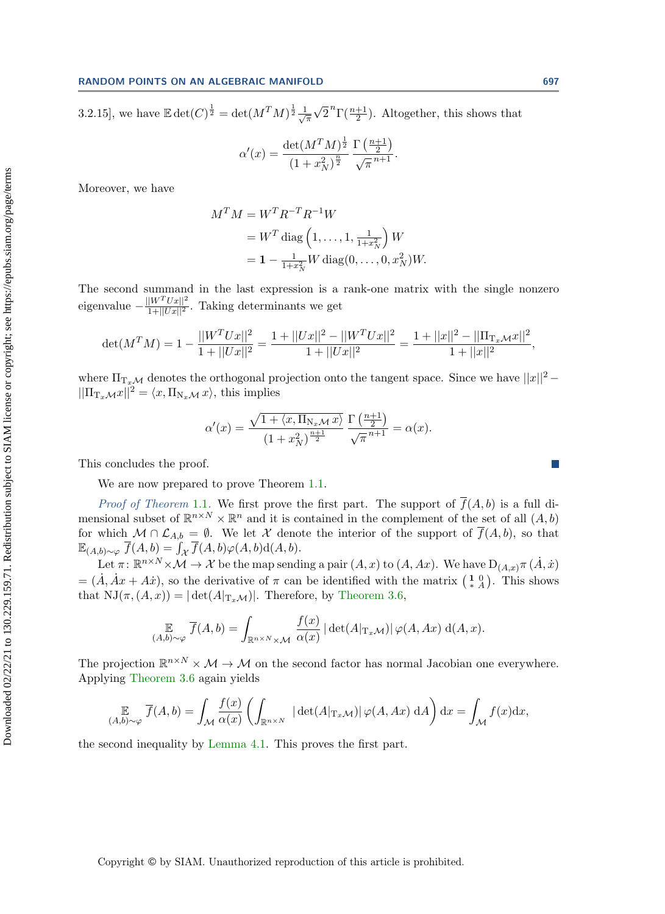3.2.15], we have $\mathbb{E}\det(C)^{\frac{1}{2}} = \det(M^TM)^{\frac{1}{2}}\frac{1}{\sqrt{\pi}}\sqrt{2}^n\Gamma(\frac{n+1}{2})$. Altogether, this shows that

$$\alpha'(x) = \frac{\det(M^TM)^{\frac{1}{2}}}{(1+x_N^2)^{\frac{n}{2}}}\,\frac{\Gamma\left(\frac{n+1}{2}\right)}{\sqrt{\pi}^{n+1}}.$$

Moreover, we have

$$\begin{aligned}
M^TM &= W^TR^{-T}R^{-1}W \\
&= W^T\operatorname{diag}\left(1,\ldots,1,\tfrac{1}{1+x_N^2}\right)W \\
&= \mathbf{1} - \tfrac{1}{1+x_N^2}W\operatorname{diag}(0,\ldots,0,x_N^2)W.
\end{aligned}$$

The second summand in the last expression is a rank-one matrix with the single nonzero eigenvalue $-\frac{||W^TUx||^2}{1+||Ux||^2}$. Taking determinants we get

$$\det(M^TM) = 1 - \frac{||W^TUx||^2}{1+||Ux||^2} = \frac{1+||Ux||^2-||W^TUx||^2}{1+||Ux||^2} = \frac{1+||x||^2-||\Pi_{\mathrm{T}_x\mathcal{M}}x||^2}{1+||x||^2},$$

where $\Pi_{\mathrm{T}_x\mathcal{M}}$ denotes the orthogonal projection onto the tangent space. Since we have $||x||^2 - ||\Pi_{\mathrm{T}_x\mathcal{M}}x||^2 = \langle x, \Pi_{\mathrm{N}_x\mathcal{M}}\,x\rangle$, this implies

$$\alpha'(x) = \frac{\sqrt{1+\langle x, \Pi_{\mathrm{N}_x\mathcal{M}}\,x\rangle}}{(1+x_N^2)^{\frac{n+1}{2}}}\,\frac{\Gamma\left(\frac{n+1}{2}\right)}{\sqrt{\pi}^{n+1}} = \alpha(x).$$

This concludes the proof. ∎

We are now prepared to prove Theorem 1.1.

*Proof of Theorem* 1.1. We first prove the first part. The support of $\overline{f}(A,b)$ is a full dimensional subset of $\mathbb{R}^{n\times N}\times\mathbb{R}^n$ and it is contained in the complement of the set of all $(A,b)$ for which $\mathcal{M}\cap\mathcal{L}_{A,b}=\emptyset$. We let $\mathcal{X}$ denote the interior of the support of $\overline{f}(A,b)$, so that $\mathbb{E}_{(A,b)\sim\varphi}\,\overline{f}(A,b) = \int_{\mathcal{X}}\overline{f}(A,b)\varphi(A,b)\mathrm{d}(A,b)$.

Let $\pi\colon\mathbb{R}^{n\times N}\times\mathcal{M}\to\mathcal{X}$ be the map sending a pair $(A,x)$ to $(A,Ax)$. We have $\mathrm{D}_{(A,x)}\pi\,(\dot{A},\dot{x}) = (\dot{A},\dot{A}x+A\dot{x})$, so the derivative of $\pi$ can be identified with the matrix $\left(\begin{smallmatrix}\mathbf{1} & 0\\ * & A\end{smallmatrix}\right)$. This shows that $\mathrm{NJ}(\pi,(A,x)) = |\det(A|_{\mathrm{T}_x\mathcal{M}})|$. Therefore, by Theorem 3.6,

$$\underset{(A,b)\sim\varphi}{\mathbb{E}}\,\overline{f}(A,b) = \int_{\mathbb{R}^{n\times N}\times\mathcal{M}}\frac{f(x)}{\alpha(x)}\,|\det(A|_{\mathrm{T}_x\mathcal{M}})|\,\varphi(A,Ax)\;\mathrm{d}(A,x).$$

The projection $\mathbb{R}^{n\times N}\times\mathcal{M}\to\mathcal{M}$ on the second factor has normal Jacobian one everywhere. Applying Theorem 3.6 again yields

$$\underset{(A,b)\sim\varphi}{\mathbb{E}}\,\overline{f}(A,b) = \int_{\mathcal{M}}\frac{f(x)}{\alpha(x)}\left(\int_{\mathbb{R}^{n\times N}}|\det(A|_{\mathrm{T}_x\mathcal{M}})|\,\varphi(A,Ax)\;\mathrm{d}A\right)\mathrm{d}x = \int_{\mathcal{M}}f(x)\mathrm{d}x,$$

the second inequality by Lemma 4.1. This proves the first part.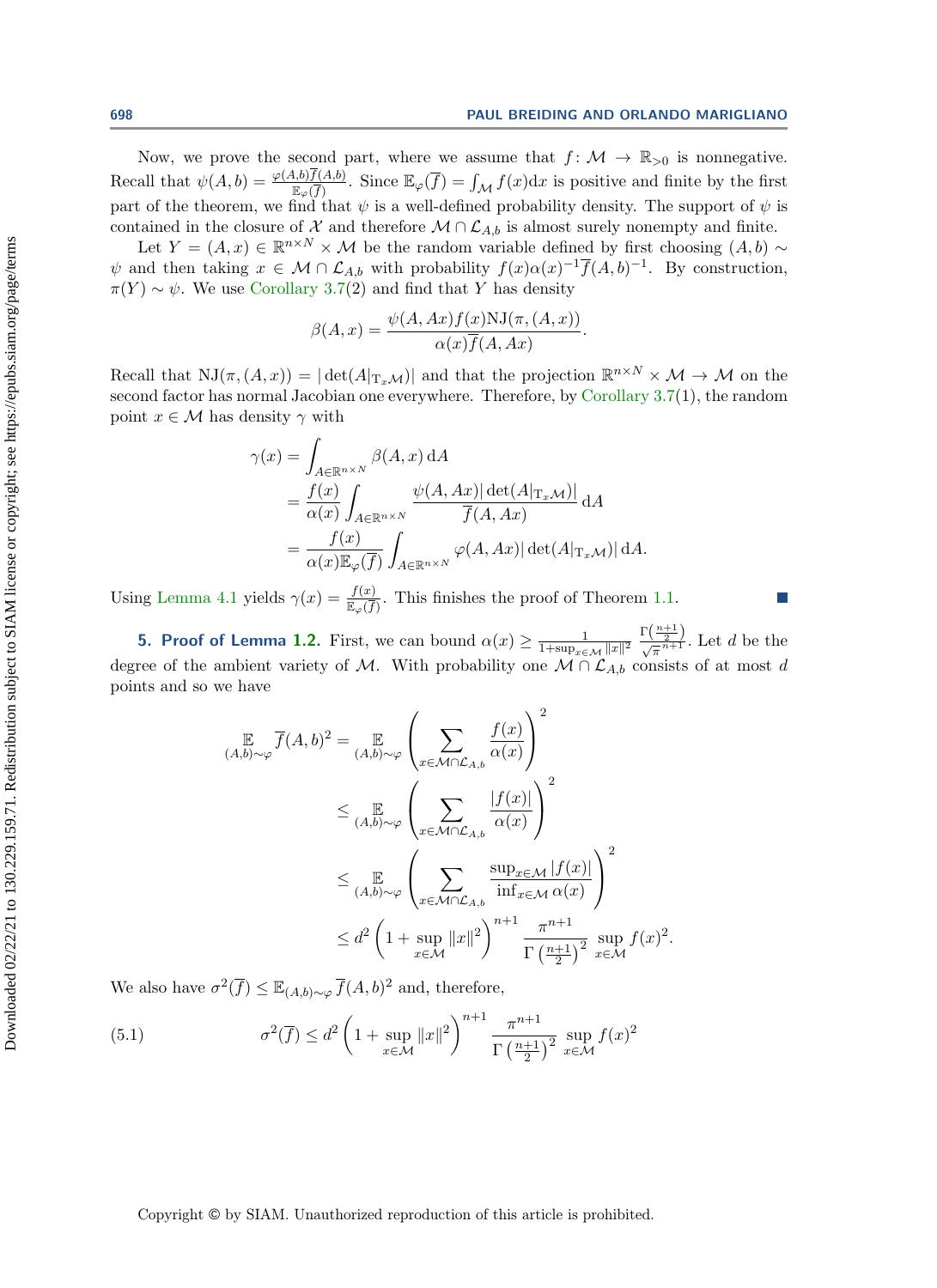Now, we prove the second part, where we assume that $f\colon \mathcal{M} \to \mathbb{R}_{>0}$ is nonnegative. Recall that $\psi(A,b) = \frac{\varphi(A,b)\overline{f}(A,b)}{\mathbb{E}_\varphi(\overline{f})}$. Since $\mathbb{E}_\varphi(\overline{f}) = \int_{\mathcal{M}} f(x)\mathrm{d}x$ is positive and finite by the first part of the theorem, we find that $\psi$ is a well-defined probability density. The support of $\psi$ is contained in the closure of $\mathcal{X}$ and therefore $\mathcal{M} \cap \mathcal{L}_{A,b}$ is almost surely nonempty and finite.

Let $Y = (A,x) \in \mathbb{R}^{n\times N} \times \mathcal{M}$ be the random variable defined by first choosing $(A,b) \sim \psi$ and then taking $x \in \mathcal{M} \cap \mathcal{L}_{A,b}$ with probability $f(x)\alpha(x)^{-1}\overline{f}(A,b)^{-1}$. By construction, $\pi(Y) \sim \psi$. We use Corollary 3.7(2) and find that $Y$ has density

$$\beta(A,x) = \frac{\psi(A,Ax)f(x)\mathrm{NJ}(\pi,(A,x))}{\alpha(x)\overline{f}(A,Ax)}.$$

Recall that $\mathrm{NJ}(\pi,(A,x)) = |\det(A|_{\mathrm{T}_x\mathcal{M}})|$ and that the projection $\mathbb{R}^{n\times N} \times \mathcal{M} \to \mathcal{M}$ on the second factor has normal Jacobian one everywhere. Therefore, by Corollary 3.7(1), the random point $x \in \mathcal{M}$ has density $\gamma$ with

$$\begin{aligned}
\gamma(x) &= \int_{A\in\mathbb{R}^{n\times N}} \beta(A,x)\,\mathrm{d}A \\
&= \frac{f(x)}{\alpha(x)} \int_{A\in\mathbb{R}^{n\times N}} \frac{\psi(A,Ax)|\det(A|_{\mathrm{T}_x\mathcal{M}})|}{\overline{f}(A,Ax)}\,\mathrm{d}A \\
&= \frac{f(x)}{\alpha(x)\mathbb{E}_\varphi(\overline{f})} \int_{A\in\mathbb{R}^{n\times N}} \varphi(A,Ax)|\det(A|_{\mathrm{T}_x\mathcal{M}})|\,\mathrm{d}A.
\end{aligned}$$

Using Lemma 4.1 yields $\gamma(x) = \frac{f(x)}{\mathbb{E}_\varphi(\overline{f})}$. This finishes the proof of Theorem 1.1. ∎

## 5. Proof of Lemma 1.2.

First, we can bound $\alpha(x) \geq \frac{1}{1+\sup_{x\in\mathcal{M}}\|x\|^2}\,\frac{\Gamma\left(\frac{n+1}{2}\right)}{\sqrt{\pi}^{n+1}}$. Let $d$ be the degree of the ambient variety of $\mathcal{M}$. With probability one $\mathcal{M} \cap \mathcal{L}_{A,b}$ consists of at most $d$ points and so we have

$$\begin{aligned}
\mathop{\mathbb{E}}_{(A,b)\sim\varphi} \overline{f}(A,b)^2 &= \mathop{\mathbb{E}}_{(A,b)\sim\varphi} \left(\sum_{x\in\mathcal{M}\cap\mathcal{L}_{A,b}} \frac{f(x)}{\alpha(x)}\right)^2 \\
&\leq \mathop{\mathbb{E}}_{(A,b)\sim\varphi} \left(\sum_{x\in\mathcal{M}\cap\mathcal{L}_{A,b}} \frac{|f(x)|}{\alpha(x)}\right)^2 \\
&\leq \mathop{\mathbb{E}}_{(A,b)\sim\varphi} \left(\sum_{x\in\mathcal{M}\cap\mathcal{L}_{A,b}} \frac{\sup_{x\in\mathcal{M}}|f(x)|}{\inf_{x\in\mathcal{M}}\alpha(x)}\right)^2 \\
&\leq d^2\left(1+\sup_{x\in\mathcal{M}}\|x\|^2\right)^{n+1} \frac{\pi^{n+1}}{\Gamma\left(\frac{n+1}{2}\right)^2} \sup_{x\in\mathcal{M}} f(x)^2.
\end{aligned}$$

We also have $\sigma^2(\overline{f}) \leq \mathbb{E}_{(A,b)\sim\varphi}\overline{f}(A,b)^2$ and, therefore,

$$\sigma^2(\overline{f}) \leq d^2\left(1+\sup_{x\in\mathcal{M}}\|x\|^2\right)^{n+1} \frac{\pi^{n+1}}{\Gamma\left(\frac{n+1}{2}\right)^2} \sup_{x\in\mathcal{M}} f(x)^2 \tag{5.1}$$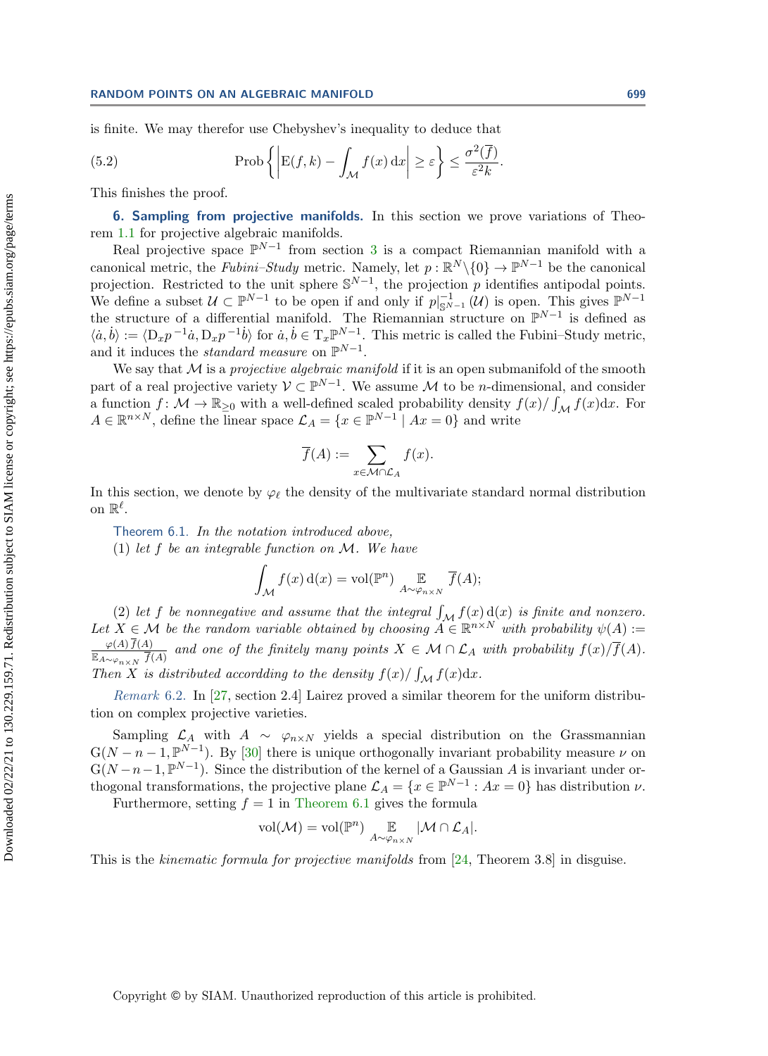is finite. We may therefor use Chebyshev's inequality to deduce that

$$\text{Prob}\left\{\left|\mathrm{E}(f,k) - \int_{\mathcal{M}} f(x)\,\mathrm{d}x\right| \geq \varepsilon\right\} \leq \frac{\sigma^2(\overline{f})}{\varepsilon^2 k}. \tag{5.2}$$

This finishes the proof.

## 6. Sampling from projective manifolds.

In this section we prove variations of Theorem 1.1 for projective algebraic manifolds.

Real projective space $\mathbb{P}^{N-1}$ from section 3 is a compact Riemannian manifold with a canonical metric, the *Fubini–Study* metric. Namely, let $p : \mathbb{R}^N \backslash \{0\} \to \mathbb{P}^{N-1}$ be the canonical projection. Restricted to the unit sphere $\mathbb{S}^{N-1}$, the projection $p$ identifies antipodal points. We define a subset $\mathcal{U} \subset \mathbb{P}^{N-1}$ to be open if and only if $p|_{\mathbb{S}^{N-1}}^{-1}(\mathcal{U})$ is open. This gives $\mathbb{P}^{N-1}$ the structure of a differential manifold. The Riemannian structure on $\mathbb{P}^{N-1}$ is defined as $\langle \dot{a}, \dot{b}\rangle := \langle \mathrm{D}_x p^{-1}\dot{a}, \mathrm{D}_x p^{-1}\dot{b}\rangle$ for $\dot{a}, \dot{b} \in \mathrm{T}_x\mathbb{P}^{N-1}$. This metric is called the Fubini–Study metric, and it induces the *standard measure* on $\mathbb{P}^{N-1}$.

We say that $\mathcal{M}$ is a *projective algebraic manifold* if it is an open submanifold of the smooth part of a real projective variety $\mathcal{V} \subset \mathbb{P}^{N-1}$. We assume $\mathcal{M}$ to be $n$-dimensional, and consider a function $f : \mathcal{M} \to \mathbb{R}_{\geq 0}$ with a well-defined scaled probability density $f(x)/\int_{\mathcal{M}} f(x)\mathrm{d}x$. For $A \in \mathbb{R}^{n\times N}$, define the linear space $\mathcal{L}_A = \{x \in \mathbb{P}^{N-1} \mid Ax = 0\}$ and write

$$\overline{f}(A) := \sum_{x\in\mathcal{M}\cap\mathcal{L}_A} f(x).$$

In this section, we denote by $\varphi_\ell$ the density of the multivariate standard normal distribution on $\mathbb{R}^\ell$.

Theorem 6.1. *In the notation introduced above,*

(1) *let $f$ be an integrable function on $\mathcal{M}$. We have*

$$\int_{\mathcal{M}} f(x)\,\mathrm{d}(x) = \mathrm{vol}(\mathbb{P}^n) \mathop{\mathbb{E}}_{A\sim\varphi_{n\times N}} \overline{f}(A);$$

(2) *let $f$ be nonnegative and assume that the integral $\int_{\mathcal{M}} f(x)\,\mathrm{d}(x)$ is finite and nonzero. Let $X \in \mathcal{M}$ be the random variable obtained by choosing $A \in \mathbb{R}^{n\times N}$ with probability $\psi(A) := \frac{\varphi(A)\,\overline{f}(A)}{\mathbb{E}_{A\sim\varphi_{n\times N}} \overline{f}(A)}$ and one of the finitely many points $X \in \mathcal{M}\cap\mathcal{L}_A$ with probability $f(x)/\overline{f}(A)$. Then $X$ is distributed accordding to the density $f(x)/\int_{\mathcal{M}} f(x)\mathrm{d}x$.*

*Remark* 6.2. In [27, section 2.4] Lairez proved a similar theorem for the uniform distribution on complex projective varieties.

Sampling $\mathcal{L}_A$ with $A \sim \varphi_{n\times N}$ yields a special distribution on the Grassmannian $\mathrm{G}(N-n-1, \mathbb{P}^{N-1})$. By [30] there is unique orthogonally invariant probability measure $\nu$ on $\mathrm{G}(N-n-1, \mathbb{P}^{N-1})$. Since the distribution of the kernel of a Gaussian $A$ is invariant under orthogonal transformations, the projective plane $\mathcal{L}_A = \{x \in \mathbb{P}^{N-1} : Ax = 0\}$ has distribution $\nu$.

Furthermore, setting $f = 1$ in Theorem 6.1 gives the formula

$$\mathrm{vol}(\mathcal{M}) = \mathrm{vol}(\mathbb{P}^n) \mathop{\mathbb{E}}_{A\sim\varphi_{n\times N}} |\mathcal{M}\cap\mathcal{L}_A|.$$

This is the *kinematic formula for projective manifolds* from [24, Theorem 3.8] in disguise.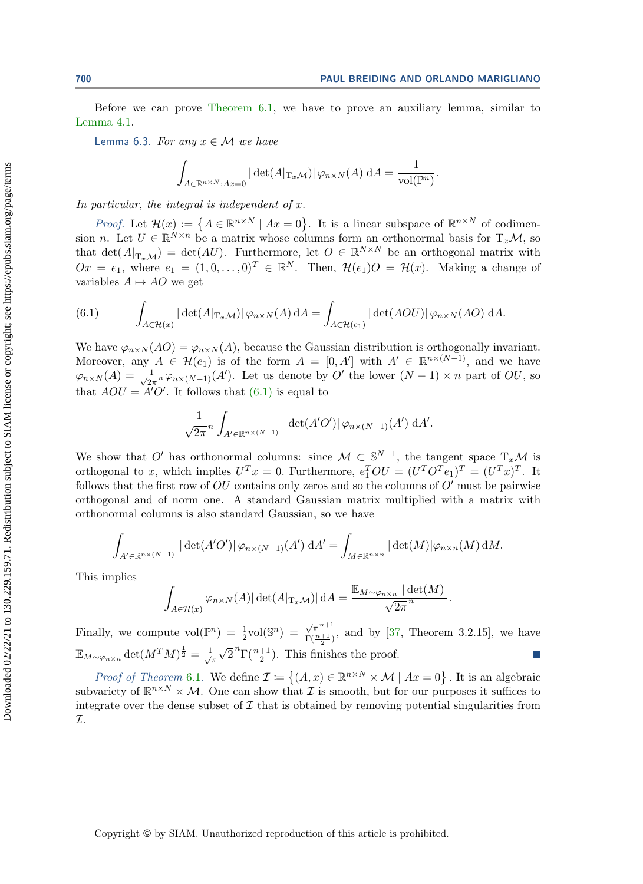Before we can prove Theorem 6.1, we have to prove an auxiliary lemma, similar to Lemma 4.1.

Lemma 6.3. *For any $x \in \mathcal{M}$ we have*

$$\int_{A\in\mathbb{R}^{n\times N}:Ax=0} |\det(A|_{\mathrm{T}_x\mathcal{M}})|\, \varphi_{n\times N}(A)\, \mathrm{d}A = \frac{1}{\mathrm{vol}(\mathbb{P}^n)}.$$

*In particular, the integral is independent of $x$.*

*Proof.* Let $\mathcal{H}(x) := \{A \in \mathbb{R}^{n\times N} \mid Ax = 0\}$. It is a linear subspace of $\mathbb{R}^{n\times N}$ of codimension $n$. Let $U \in \mathbb{R}^{N\times n}$ be a matrix whose columns form an orthonormal basis for $\mathrm{T}_x\mathcal{M}$, so that $\det(A|_{\mathrm{T}_x\mathcal{M}}) = \det(AU)$. Furthermore, let $O \in \mathbb{R}^{N\times N}$ be an orthogonal matrix with $Ox = e_1$, where $e_1 = (1, 0, \ldots, 0)^T \in \mathbb{R}^N$. Then, $\mathcal{H}(e_1)O = \mathcal{H}(x)$. Making a change of variables $A \mapsto AO$ we get

$$\int_{A\in\mathcal{H}(x)} |\det(A|_{\mathrm{T}_x\mathcal{M}})|\, \varphi_{n\times N}(A)\, \mathrm{d}A = \int_{A\in\mathcal{H}(e_1)} |\det(AOU)|\, \varphi_{n\times N}(AO)\, \mathrm{d}A. \tag{6.1}$$

We have $\varphi_{n\times N}(AO) = \varphi_{n\times N}(A)$, because the Gaussian distribution is orthogonally invariant. Moreover, any $A \in \mathcal{H}(e_1)$ is of the form $A = [0, A']$ with $A' \in \mathbb{R}^{n\times(N-1)}$, and we have $\varphi_{n\times N}(A) = \frac{1}{\sqrt{2\pi}^n}\varphi_{n\times(N-1)}(A')$. Let us denote by $O'$ the lower $(N-1)\times n$ part of $OU$, so that $AOU = A'O'$. It follows that (6.1) is equal to

$$\frac{1}{\sqrt{2\pi}^n}\int_{A'\in\mathbb{R}^{n\times(N-1)}} |\det(A'O')|\, \varphi_{n\times(N-1)}(A')\, \mathrm{d}A'.$$

We show that $O'$ has orthonormal columns: since $\mathcal{M} \subset \mathbb{S}^{N-1}$, the tangent space $\mathrm{T}_x\mathcal{M}$ is orthogonal to $x$, which implies $U^Tx = 0$. Furthermore, $e_1^TOU = (U^TO^Te_1)^T = (U^Tx)^T$. It follows that the first row of $OU$ contains only zeros and so the columns of $O'$ must be pairwise orthogonal and of norm one. A standard Gaussian matrix multiplied with a matrix with orthonormal columns is also standard Gaussian, so we have

$$\int_{A'\in\mathbb{R}^{n\times(N-1)}} |\det(A'O')|\, \varphi_{n\times(N-1)}(A')\, \mathrm{d}A' = \int_{M\in\mathbb{R}^{n\times n}} |\det(M)|\varphi_{n\times n}(M)\, \mathrm{d}M.$$

This implies

$$\int_{A\in\mathcal{H}(x)} \varphi_{n\times N}(A)|\det(A|_{\mathrm{T}_x\mathcal{M}})|\, \mathrm{d}A = \frac{\mathbb{E}_{M\sim\varphi_{n\times n}}\, |\det(M)|}{\sqrt{2\pi}^n}.$$

Finally, we compute $\mathrm{vol}(\mathbb{P}^n) = \frac{1}{2}\mathrm{vol}(\mathbb{S}^n) = \frac{\sqrt{\pi}^{n+1}}{\Gamma(\frac{n+1}{2})}$, and by [37, Theorem 3.2.15], we have $\mathbb{E}_{M\sim\varphi_{n\times n}} \det(M^TM)^{\frac{1}{2}} = \frac{1}{\sqrt{\pi}}\sqrt{2}^n\Gamma(\frac{n+1}{2})$. This finishes the proof. ∎

*Proof of Theorem* 6.1. We define $\mathcal{I} := \{(A, x) \in \mathbb{R}^{n\times N} \times \mathcal{M} \mid Ax = 0\}$. It is an algebraic subvariety of $\mathbb{R}^{n\times N} \times \mathcal{M}$. One can show that $\mathcal{I}$ is smooth, but for our purposes it suffices to integrate over the dense subset of $\mathcal{I}$ that is obtained by removing potential singularities from $\mathcal{I}$.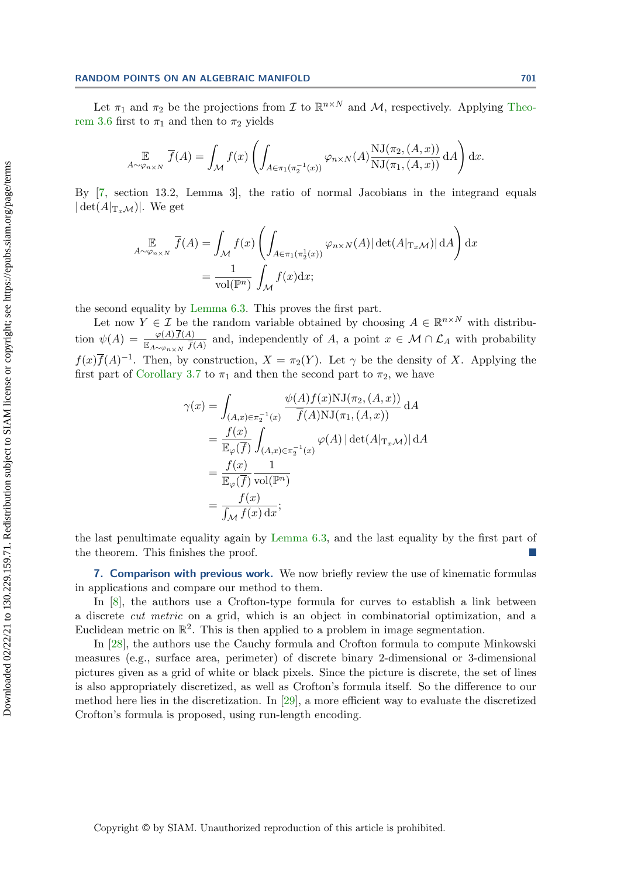Let $\pi_1$ and $\pi_2$ be the projections from $\mathcal{I}$ to $\mathbb{R}^{n\times N}$ and $\mathcal{M}$, respectively. Applying Theorem 3.6 first to $\pi_1$ and then to $\pi_2$ yields

$$\mathop{\mathbb{E}}_{A\sim\varphi_{n\times N}} \overline{f}(A) = \int_{\mathcal{M}} f(x) \left( \int_{A\in\pi_1(\pi_2^{-1}(x))} \varphi_{n\times N}(A) \frac{\mathrm{NJ}(\pi_2,(A,x))}{\mathrm{NJ}(\pi_1,(A,x))}\,\mathrm{d}A \right) \mathrm{d}x.$$

By [7, section 13.2, Lemma 3], the ratio of normal Jacobians in the integrand equals $|\det(A|_{\mathrm{T}_x\mathcal{M}})|$. We get

$$\begin{aligned}
\mathop{\mathbb{E}}_{A\sim\varphi_{n\times N}} \overline{f}(A) &= \int_{\mathcal{M}} f(x) \left( \int_{A\in\pi_1(\pi_2^1(x))} \varphi_{n\times N}(A) |\det(A|_{\mathrm{T}_x\mathcal{M}})|\,\mathrm{d}A \right) \mathrm{d}x \\
&= \frac{1}{\mathrm{vol}(\mathbb{P}^n)} \int_{\mathcal{M}} f(x)\mathrm{d}x;
\end{aligned}$$

the second equality by Lemma 6.3. This proves the first part.

Let now $Y \in \mathcal{I}$ be the random variable obtained by choosing $A \in \mathbb{R}^{n\times N}$ with distribution $\psi(A) = \frac{\varphi(A)\,\overline{f}(A)}{\mathbb{E}_{A\sim\varphi_{n\times N}}\overline{f}(A)}$ and, independently of $A$, a point $x \in \mathcal{M}\cap\mathcal{L}_A$ with probability $f(x)\overline{f}(A)^{-1}$. Then, by construction, $X = \pi_2(Y)$. Let $\gamma$ be the density of $X$. Applying the first part of Corollary 3.7 to $\pi_1$ and then the second part to $\pi_2$, we have

$$\begin{aligned}
\gamma(x) &= \int_{(A,x)\in\pi_2^{-1}(x)} \frac{\psi(A) f(x) \mathrm{NJ}(\pi_2,(A,x))}{\overline{f}(A)\mathrm{NJ}(\pi_1,(A,x))}\,\mathrm{d}A \\
&= \frac{f(x)}{\mathbb{E}_{\varphi}(\overline{f})} \int_{(A,x)\in\pi_2^{-1}(x)} \varphi(A)\,|\det(A|_{\mathrm{T}_x\mathcal{M}})|\,\mathrm{d}A \\
&= \frac{f(x)}{\mathbb{E}_{\varphi}(\overline{f})} \frac{1}{\mathrm{vol}(\mathbb{P}^n)} \\
&= \frac{f(x)}{\int_{\mathcal{M}} f(x)\,\mathrm{d}x};
\end{aligned}$$

the last penultimate equality again by Lemma 6.3, and the last equality by the first part of the theorem. This finishes the proof. ∎

## 7. Comparison with previous work.

We now briefly review the use of kinematic formulas in applications and compare our method to them.

In [8], the authors use a Crofton-type formula for curves to establish a link between a discrete *cut metric* on a grid, which is an object in combinatorial optimization, and a Euclidean metric on $\mathbb{R}^2$. This is then applied to a problem in image segmentation.

In [28], the authors use the Cauchy formula and Crofton formula to compute Minkowski measures (e.g., surface area, perimeter) of discrete binary 2-dimensional or 3-dimensional pictures given as a grid of white or black pixels. Since the picture is discrete, the set of lines is also appropriately discretized, as well as Crofton's formula itself. So the difference to our method here lies in the discretization. In [29], a more efficient way to evaluate the discretized Crofton's formula is proposed, using run-length encoding.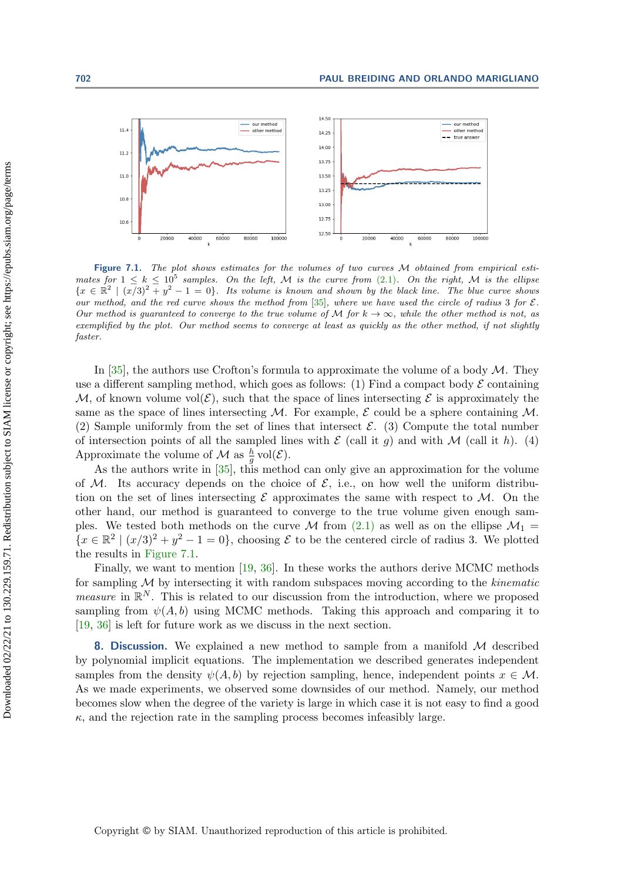**Figure 7.1.** *The plot shows estimates for the volumes of two curves $\mathcal{M}$ obtained from empirical estimates for $1 \leq k \leq 10^5$ samples. On the left, $\mathcal{M}$ is the curve from (2.1). On the right, $\mathcal{M}$ is the ellipse $\{x \in \mathbb{R}^2 \mid (x/3)^2 + y^2 - 1 = 0\}$. Its volume is known and shown by the black line. The blue curve shows our method, and the red curve shows the method from [35], where we have used the circle of radius 3 for $\mathcal{E}$. Our method is guaranteed to converge to the true volume of $\mathcal{M}$ for $k \to \infty$, while the other method is not, as exemplified by the plot. Our method seems to converge at least as quickly as the other method, if not slightly faster.*

In [35], the authors use Crofton's formula to approximate the volume of a body $\mathcal{M}$. They use a different sampling method, which goes as follows: (1) Find a compact body $\mathcal{E}$ containing $\mathcal{M}$, of known volume $\mathrm{vol}(\mathcal{E})$, such that the space of lines intersecting $\mathcal{E}$ is approximately the same as the space of lines intersecting $\mathcal{M}$. For example, $\mathcal{E}$ could be a sphere containing $\mathcal{M}$. (2) Sample uniformly from the set of lines that intersect $\mathcal{E}$. (3) Compute the total number of intersection points of all the sampled lines with $\mathcal{E}$ (call it $g$) and with $\mathcal{M}$ (call it $h$). (4) Approximate the volume of $\mathcal{M}$ as $\frac{h}{g}\,\mathrm{vol}(\mathcal{E})$.

As the authors write in [35], this method can only give an approximation for the volume of $\mathcal{M}$. Its accuracy depends on the choice of $\mathcal{E}$, i.e., on how well the uniform distribution on the set of lines intersecting $\mathcal{E}$ approximates the same with respect to $\mathcal{M}$. On the other hand, our method is guaranteed to converge to the true volume given enough samples. We tested both methods on the curve $\mathcal{M}$ from (2.1) as well as on the ellipse $\mathcal{M}_1 = \{x \in \mathbb{R}^2 \mid (x/3)^2 + y^2 - 1 = 0\}$, choosing $\mathcal{E}$ to be the centered circle of radius 3. We plotted the results in Figure 7.1.

Finally, we want to mention [19, 36]. In these works the authors derive MCMC methods for sampling $\mathcal{M}$ by intersecting it with random subspaces moving according to the *kinematic measure* in $\mathbb{R}^N$. This is related to our discussion from the introduction, where we proposed sampling from $\psi(A, b)$ using MCMC methods. Taking this approach and comparing it to [19, 36] is left for future work as we discuss in the next section.

## 8. Discussion.

We explained a new method to sample from a manifold $\mathcal{M}$ described by polynomial implicit equations. The implementation we described generates independent samples from the density $\psi(A, b)$ by rejection sampling, hence, independent points $x \in \mathcal{M}$. As we made experiments, we observed some downsides of our method. Namely, our method becomes slow when the degree of the variety is large in which case it is not easy to find a good $\kappa$, and the rejection rate in the sampling process becomes infeasibly large.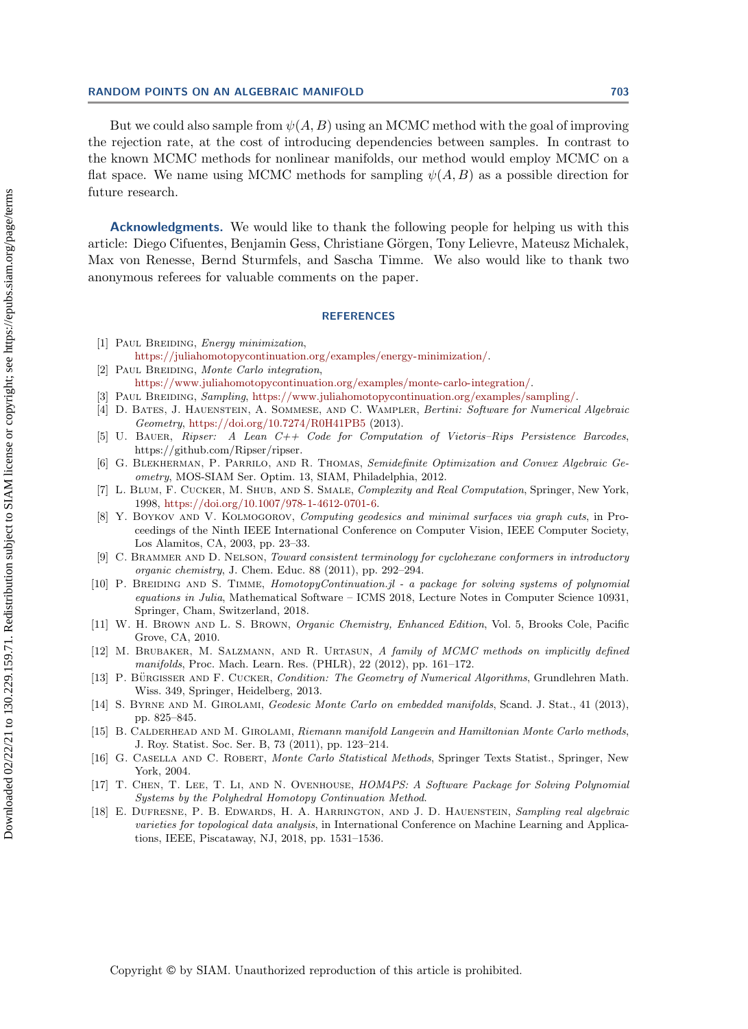But we could also sample from $\psi(A, B)$ using an MCMC method with the goal of improving the rejection rate, at the cost of introducing dependencies between samples. In contrast to the known MCMC methods for nonlinear manifolds, our method would employ MCMC on a flat space. We name using MCMC methods for sampling $\psi(A, B)$ as a possible direction for future research.

**Acknowledgments.** We would like to thank the following people for helping us with this article: Diego Cifuentes, Benjamin Gess, Christiane Görgen, Tony Lelievre, Mateusz Michalek, Max von Renesse, Bernd Sturmfels, and Sascha Timme. We also would like to thank two anonymous referees for valuable comments on the paper.

## REFERENCES

[1] Paul Breiding, *Energy minimization*, https://juliahomotopycontinuation.org/examples/energy-minimization/.

[2] Paul Breiding, *Monte Carlo integration*, https://www.juliahomotopycontinuation.org/examples/monte-carlo-integration/.

[3] Paul Breiding, *Sampling*, https://www.juliahomotopycontinuation.org/examples/sampling/.

[4] D. Bates, J. Hauenstein, A. Sommese, and C. Wampler, *Bertini: Software for Numerical Algebraic Geometry*, https://doi.org/10.7274/R0H41PB5 (2013).

[5] U. Bauer, *Ripser: A Lean C++ Code for Computation of Vietoris–Rips Persistence Barcodes*, https://github.com/Ripser/ripser.

[6] G. Blekherman, P. Parrilo, and R. Thomas, *Semidefinite Optimization and Convex Algebraic Geometry*, MOS-SIAM Ser. Optim. 13, SIAM, Philadelphia, 2012.

[7] L. Blum, F. Cucker, M. Shub, and S. Smale, *Complexity and Real Computation*, Springer, New York, 1998, https://doi.org/10.1007/978-1-4612-0701-6.

[8] Y. Boykov and V. Kolmogorov, *Computing geodesics and minimal surfaces via graph cuts*, in Proceedings of the Ninth IEEE International Conference on Computer Vision, IEEE Computer Society, Los Alamitos, CA, 2003, pp. 23–33.

[9] C. Brammer and D. Nelson, *Toward consistent terminology for cyclohexane conformers in introductory organic chemistry*, J. Chem. Educ. 88 (2011), pp. 292–294.

[10] P. Breiding and S. Timme, *HomotopyContinuation.jl - a package for solving systems of polynomial equations in Julia*, Mathematical Software – ICMS 2018, Lecture Notes in Computer Science 10931, Springer, Cham, Switzerland, 2018.

[11] W. H. Brown and L. S. Brown, *Organic Chemistry, Enhanced Edition*, Vol. 5, Brooks Cole, Pacific Grove, CA, 2010.

[12] M. Brubaker, M. Salzmann, and R. Urtasun, *A family of MCMC methods on implicitly defined manifolds*, Proc. Mach. Learn. Res. (PHLR), 22 (2012), pp. 161–172.

[13] P. Bürgisser and F. Cucker, *Condition: The Geometry of Numerical Algorithms*, Grundlehren Math. Wiss. 349, Springer, Heidelberg, 2013.

[14] S. Byrne and M. Girolami, *Geodesic Monte Carlo on embedded manifolds*, Scand. J. Stat., 41 (2013), pp. 825–845.

[15] B. Calderhead and M. Girolami, *Riemann manifold Langevin and Hamiltonian Monte Carlo methods*, J. Roy. Statist. Soc. Ser. B, 73 (2011), pp. 123–214.

[16] G. Casella and C. Robert, *Monte Carlo Statistical Methods*, Springer Texts Statist., Springer, New York, 2004.

[17] T. Chen, T. Lee, T. Li, and N. Ovenhouse, *HOM4PS: A Software Package for Solving Polynomial Systems by the Polyhedral Homotopy Continuation Method*.

[18] E. Dufresne, P. B. Edwards, H. A. Harrington, and J. D. Hauenstein, *Sampling real algebraic varieties for topological data analysis*, in International Conference on Machine Learning and Applications, IEEE, Piscataway, NJ, 2018, pp. 1531–1536.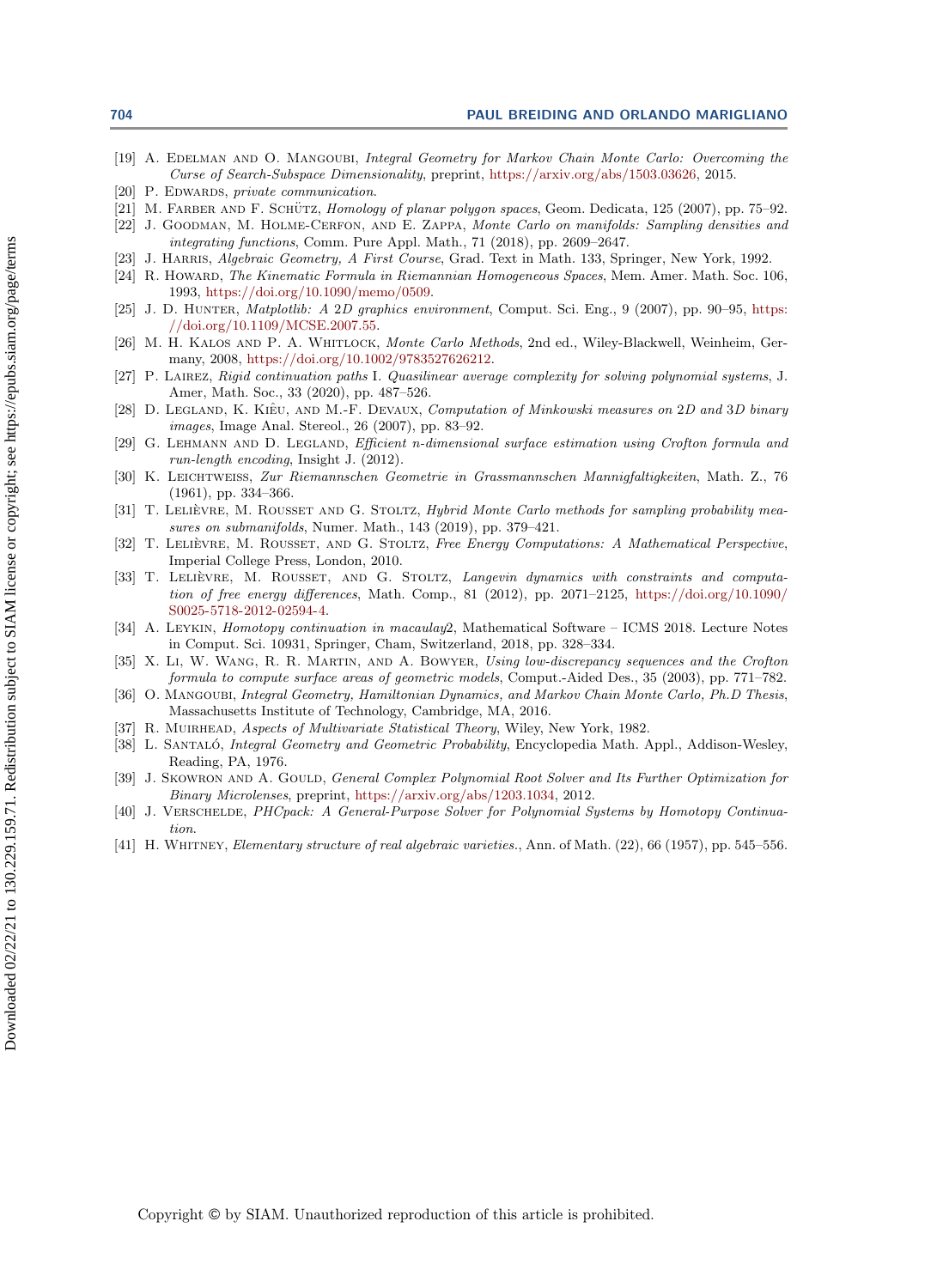[19] A. Edelman and O. Mangoubi, *Integral Geometry for Markov Chain Monte Carlo: Overcoming the Curse of Search-Subspace Dimensionality*, preprint, https://arxiv.org/abs/1503.03626, 2015.

[20] P. Edwards, *private communication*.

[21] M. Farber and F. Schütz, *Homology of planar polygon spaces*, Geom. Dedicata, 125 (2007), pp. 75–92.

[22] J. Goodman, M. Holme-Cerfon, and E. Zappa, *Monte Carlo on manifolds: Sampling densities and integrating functions*, Comm. Pure Appl. Math., 71 (2018), pp. 2609–2647.

[23] J. Harris, *Algebraic Geometry, A First Course*, Grad. Text in Math. 133, Springer, New York, 1992.

[24] R. Howard, *The Kinematic Formula in Riemannian Homogeneous Spaces*, Mem. Amer. Math. Soc. 106, 1993, https://doi.org/10.1090/memo/0509.

[25] J. D. Hunter, *Matplotlib: A 2D graphics environment*, Comput. Sci. Eng., 9 (2007), pp. 90–95, https://doi.org/10.1109/MCSE.2007.55.

[26] M. H. Kalos and P. A. Whitlock, *Monte Carlo Methods*, 2nd ed., Wiley-Blackwell, Weinheim, Germany, 2008, https://doi.org/10.1002/9783527626212.

[27] P. Lairez, *Rigid continuation paths* I. *Quasilinear average complexity for solving polynomial systems*, J. Amer, Math. Soc., 33 (2020), pp. 487–526.

[28] D. Legland, K. Kiêu, and M.-F. Devaux, *Computation of Minkowski measures on 2D and 3D binary images*, Image Anal. Stereol., 26 (2007), pp. 83–92.

[29] G. Lehmann and D. Legland, *Efficient n-dimensional surface estimation using Crofton formula and run-length encoding*, Insight J. (2012).

[30] K. Leichtweiss, *Zur Riemannschen Geometrie in Grassmannschen Mannigfaltigkeiten*, Math. Z., 76 (1961), pp. 334–366.

[31] T. Lelièvre, M. Rousset and G. Stoltz, *Hybrid Monte Carlo methods for sampling probability measures on submanifolds*, Numer. Math., 143 (2019), pp. 379–421.

[32] T. Lelièvre, M. Rousset, and G. Stoltz, *Free Energy Computations: A Mathematical Perspective*, Imperial College Press, London, 2010.

[33] T. Lelièvre, M. Rousset, and G. Stoltz, *Langevin dynamics with constraints and computation of free energy differences*, Math. Comp., 81 (2012), pp. 2071–2125, https://doi.org/10.1090/S0025-5718-2012-02594-4.

[34] A. Leykin, *Homotopy continuation in macaulay2*, Mathematical Software – ICMS 2018. Lecture Notes in Comput. Sci. 10931, Springer, Cham, Switzerland, 2018, pp. 328–334.

[35] X. Li, W. Wang, R. R. Martin, and A. Bowyer, *Using low-discrepancy sequences and the Crofton formula to compute surface areas of geometric models*, Comput.-Aided Des., 35 (2003), pp. 771–782.

[36] O. Mangoubi, *Integral Geometry, Hamiltonian Dynamics, and Markov Chain Monte Carlo, Ph.D Thesis*, Massachusetts Institute of Technology, Cambridge, MA, 2016.

[37] R. Muirhead, *Aspects of Multivariate Statistical Theory*, Wiley, New York, 1982.

[38] L. Santaló, *Integral Geometry and Geometric Probability*, Encyclopedia Math. Appl., Addison-Wesley, Reading, PA, 1976.

[39] J. Skowron and A. Gould, *General Complex Polynomial Root Solver and Its Further Optimization for Binary Microlenses*, preprint, https://arxiv.org/abs/1203.1034, 2012.

[40] J. Verschelde, *PHCpack: A General-Purpose Solver for Polynomial Systems by Homotopy Continuation*.

[41] H. Whitney, *Elementary structure of real algebraic varieties.*, Ann. of Math. (22), 66 (1957), pp. 545–556.